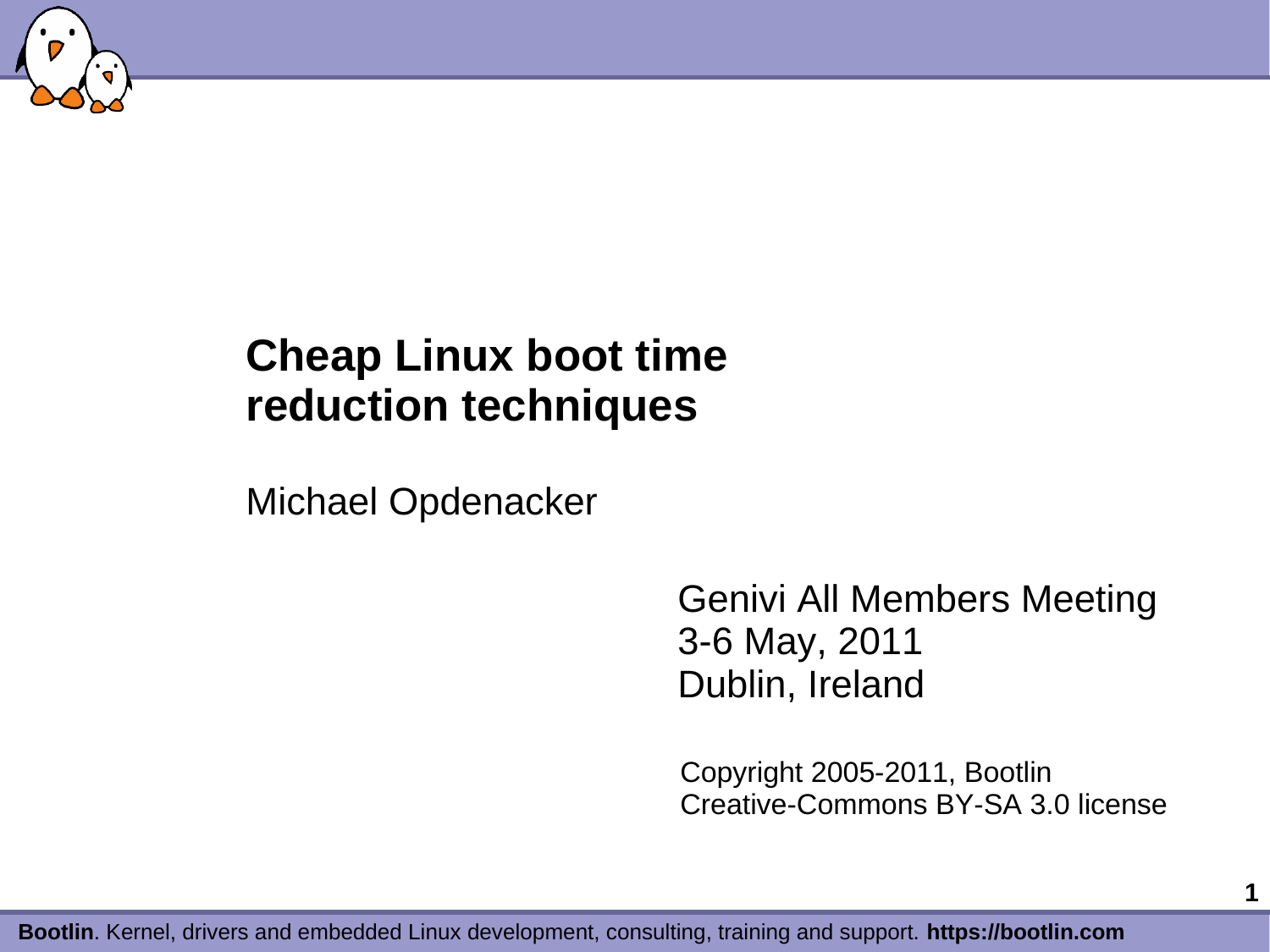# Cheap Linux boot time reduction techniques

Michael Opdenacker

Genivi All Members Meeting
3-6 May, 2011
Dublin, Ireland

Copyright 2005-2011, Bootlin
Creative-Commons BY-SA 3.0 license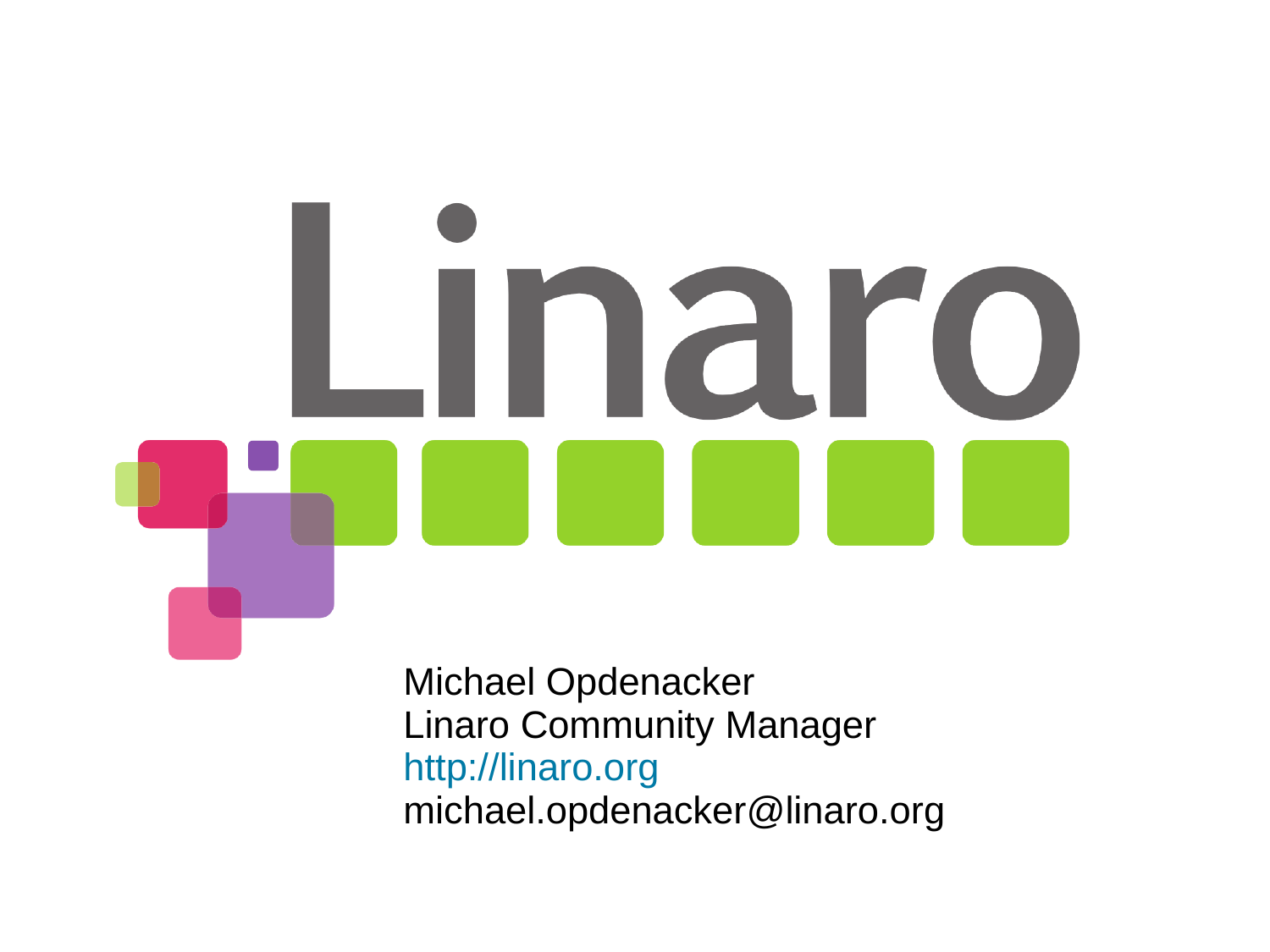Linaro

Michael Opdenacker
Linaro Community Manager
http://linaro.org
michael.opdenacker@linaro.org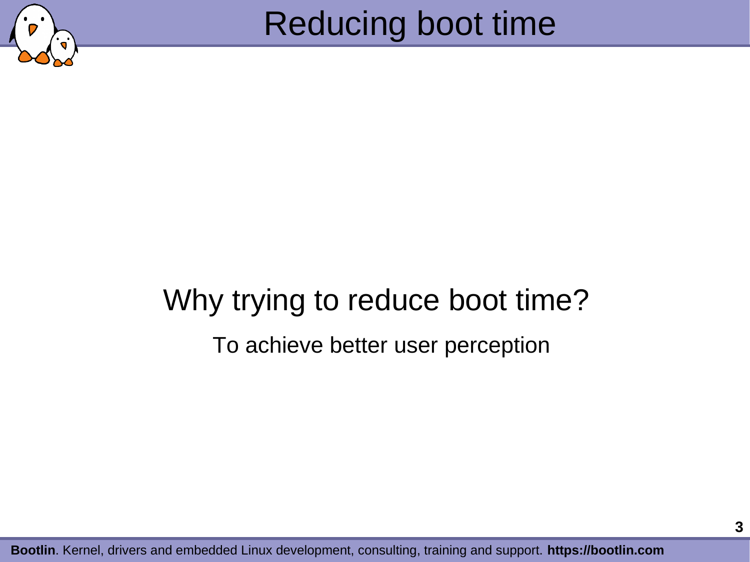# Reducing boot time

Why trying to reduce boot time?

To achieve better user perception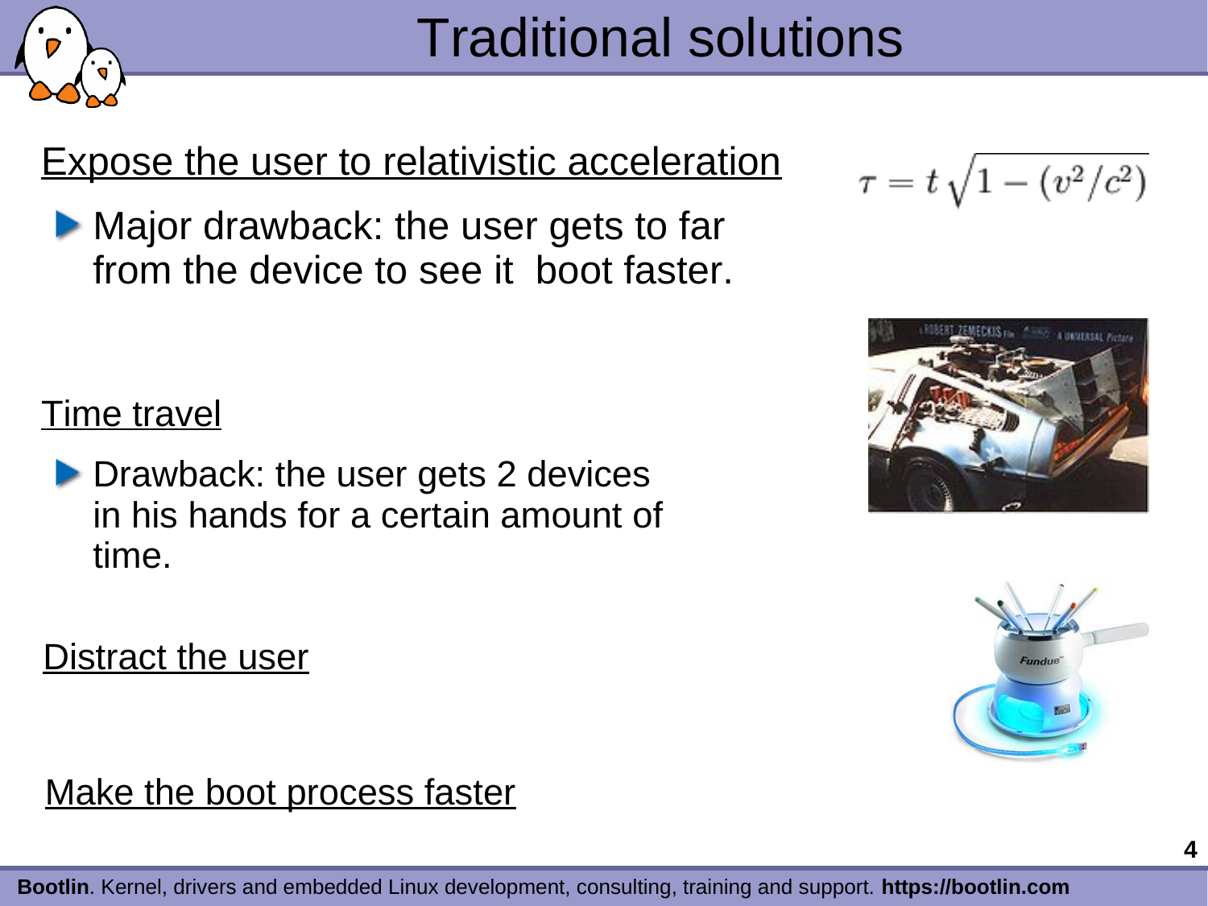# Traditional solutions

Expose the user to relativistic acceleration

$$\tau = t\sqrt{1 - (v^2/c^2)}$$

- Major drawback: the user gets to far from the device to see it boot faster.

Time travel

- Drawback: the user gets 2 devices in his hands for a certain amount of time.

Distract the user

Make the boot process faster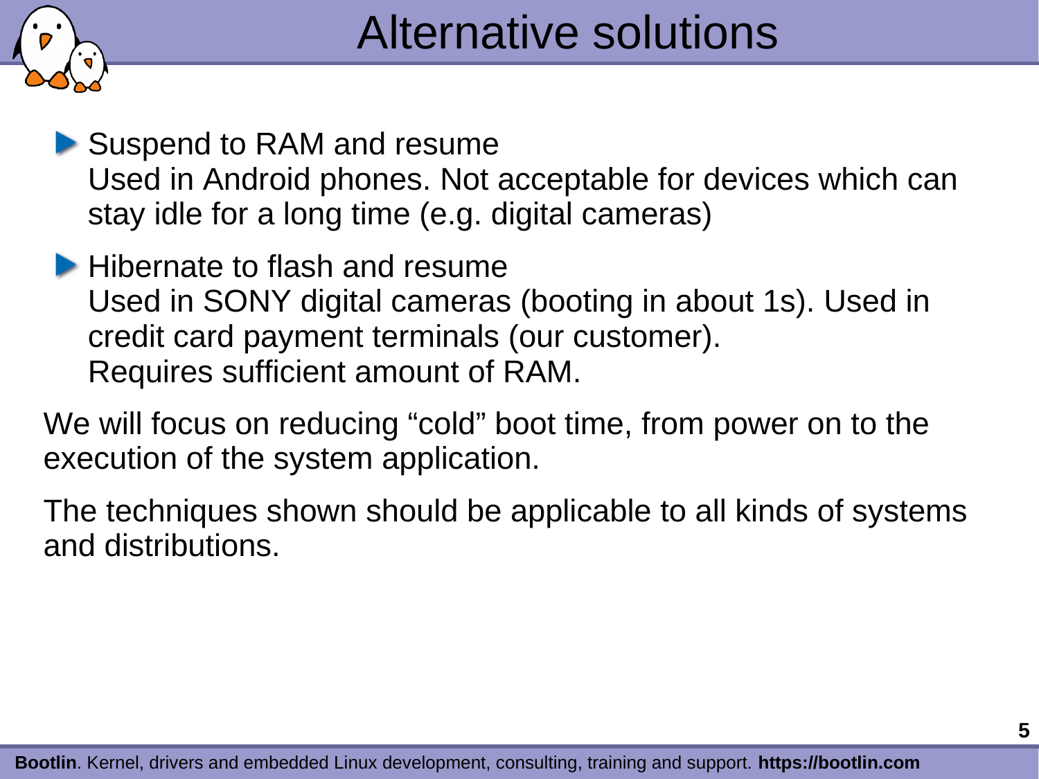# Alternative solutions

- Suspend to RAM and resume
  Used in Android phones. Not acceptable for devices which can stay idle for a long time (e.g. digital cameras)
- Hibernate to flash and resume
  Used in SONY digital cameras (booting in about 1s). Used in credit card payment terminals (our customer).
  Requires sufficient amount of RAM.

We will focus on reducing “cold” boot time, from power on to the execution of the system application.

The techniques shown should be applicable to all kinds of systems and distributions.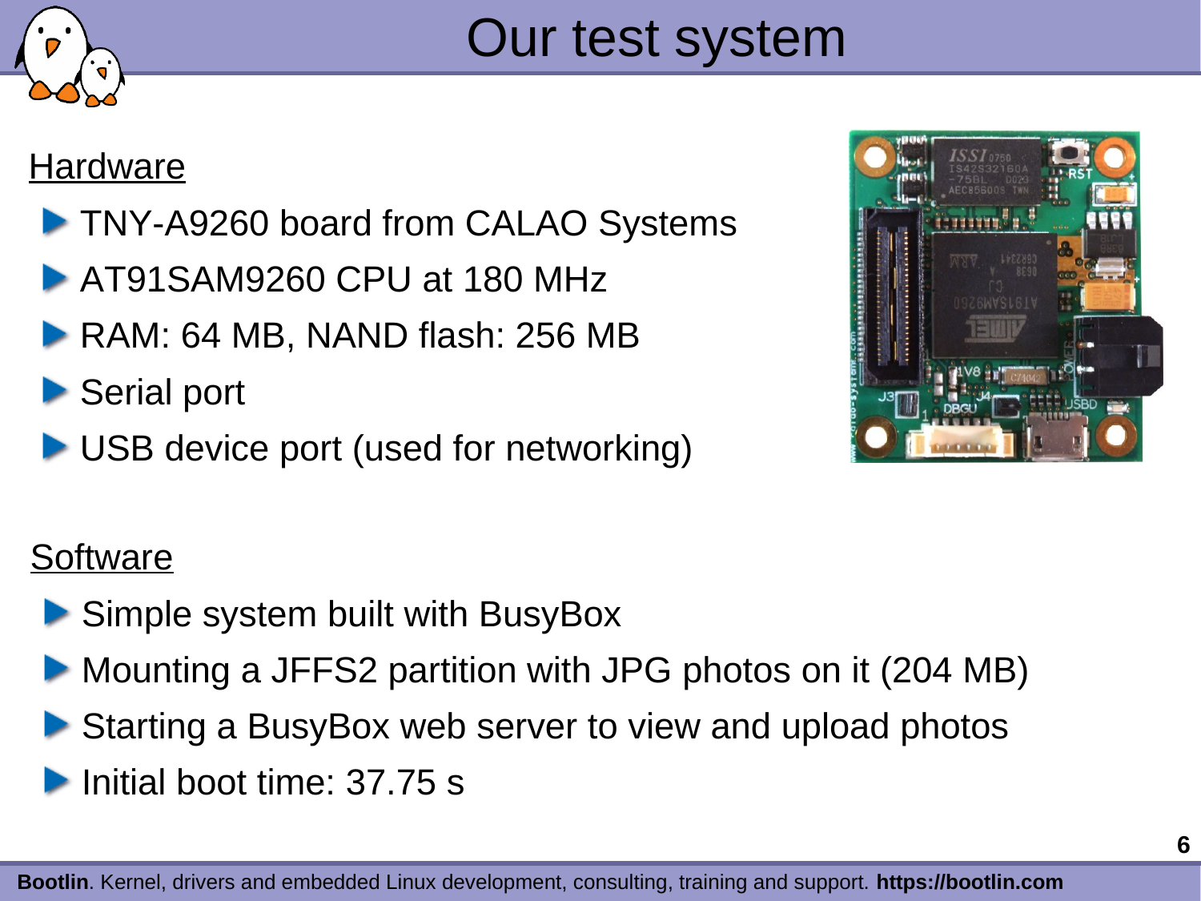# Our test system

Hardware

- TNY-A9260 board from CALAO Systems
- AT91SAM9260 CPU at 180 MHz
- RAM: 64 MB, NAND flash: 256 MB
- Serial port
- USB device port (used for networking)

Software

- Simple system built with BusyBox
- Mounting a JFFS2 partition with JPG photos on it (204 MB)
- Starting a BusyBox web server to view and upload photos
- Initial boot time: 37.75 s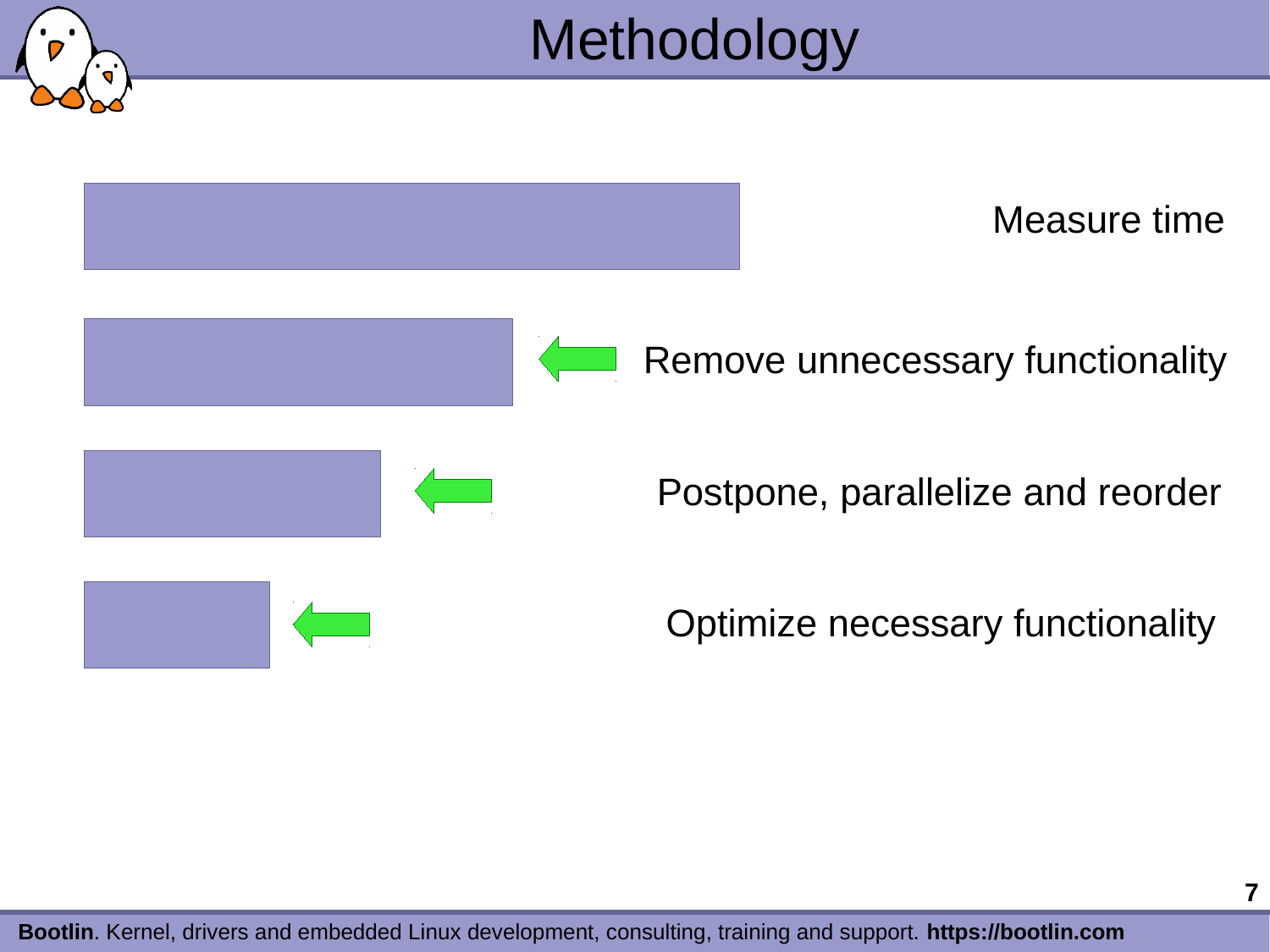# Methodology

Measure time

Remove unnecessary functionality

Postpone, parallelize and reorder

Optimize necessary functionality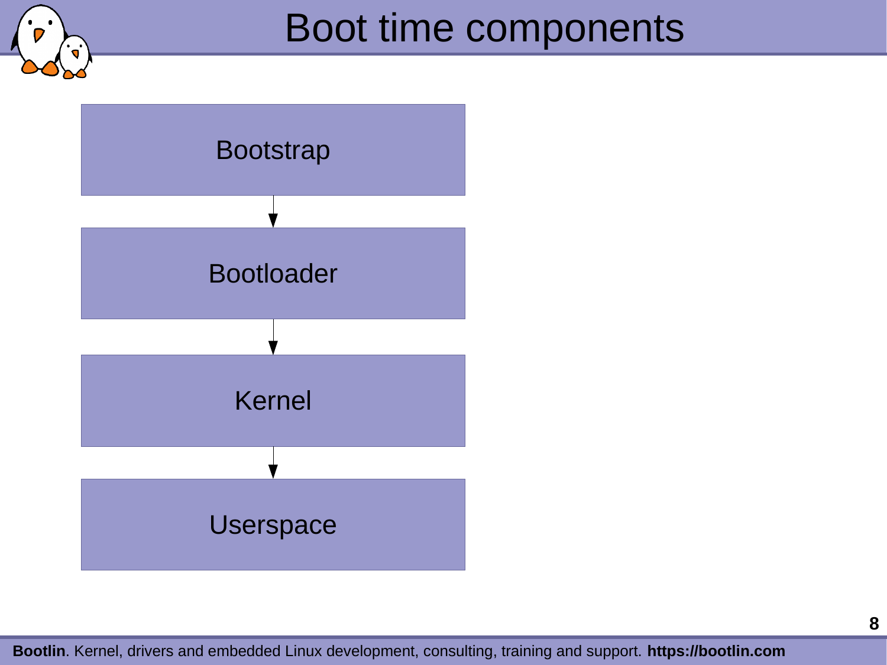# Boot time components

Bootstrap

↓

Bootloader

↓

Kernel

↓

Userspace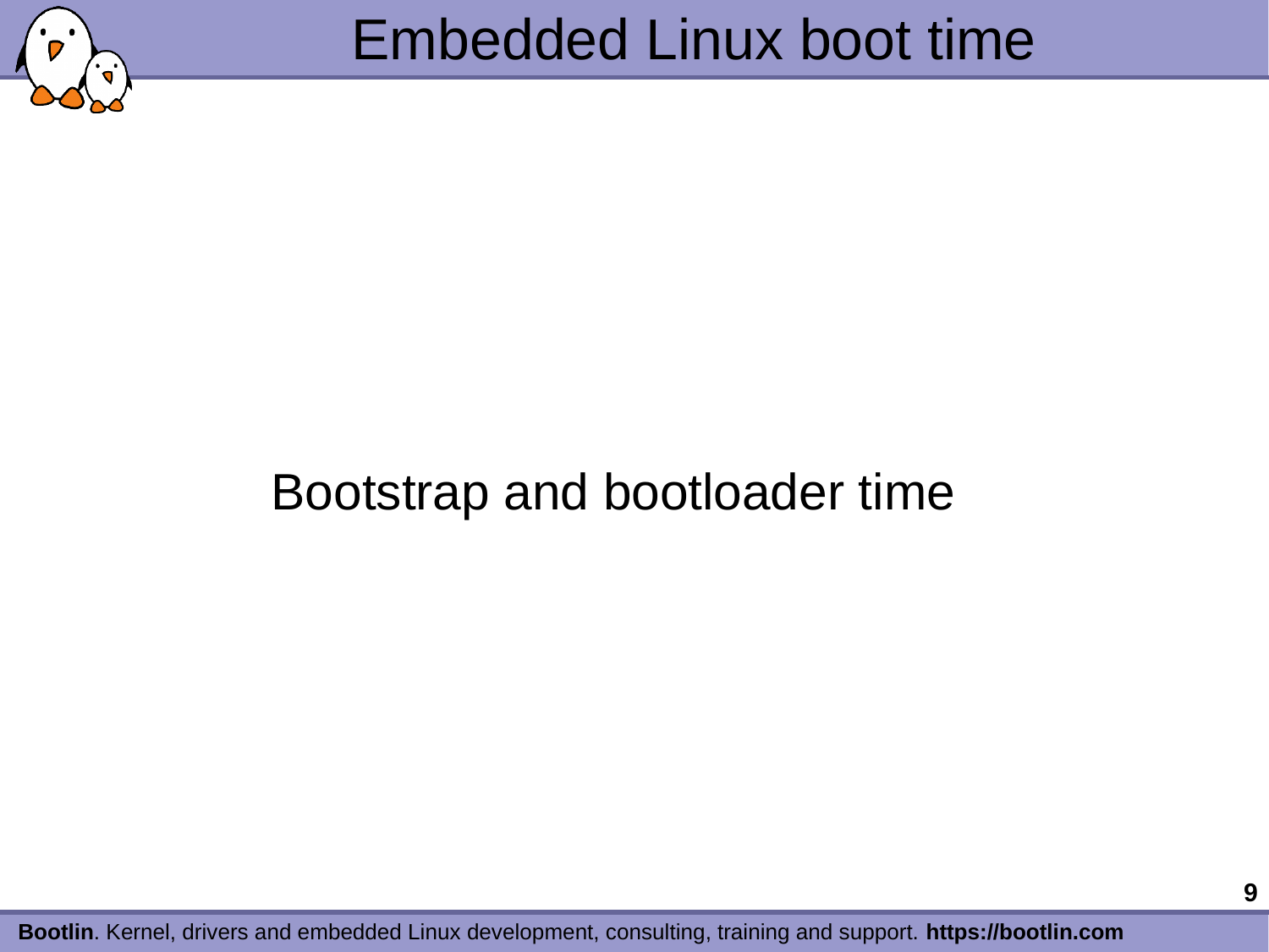# Embedded Linux boot time

## Bootstrap and bootloader time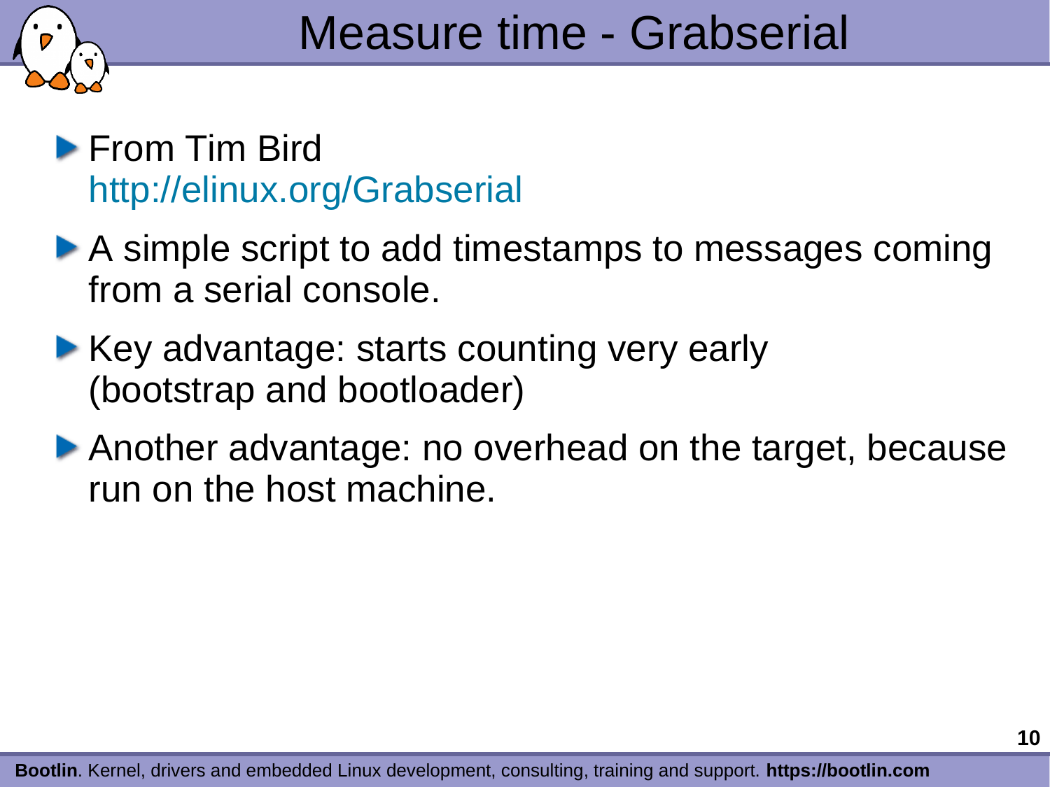# Measure time - Grabserial

- From Tim Bird
  http://elinux.org/Grabserial
- A simple script to add timestamps to messages coming from a serial console.
- Key advantage: starts counting very early (bootstrap and bootloader)
- Another advantage: no overhead on the target, because run on the host machine.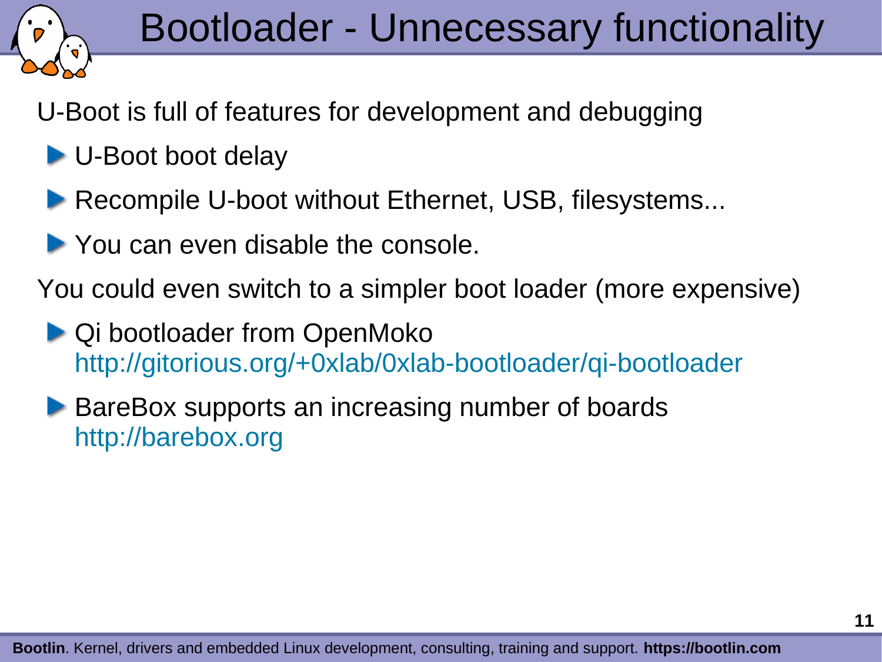# Bootloader - Unnecessary functionality

U-Boot is full of features for development and debugging

- U-Boot boot delay
- Recompile U-boot without Ethernet, USB, filesystems...
- You can even disable the console.

You could even switch to a simpler boot loader (more expensive)

- Qi bootloader from OpenMoko
  http://gitorious.org/+0xlab/0xlab-bootloader/qi-bootloader
- BareBox supports an increasing number of boards
  http://barebox.org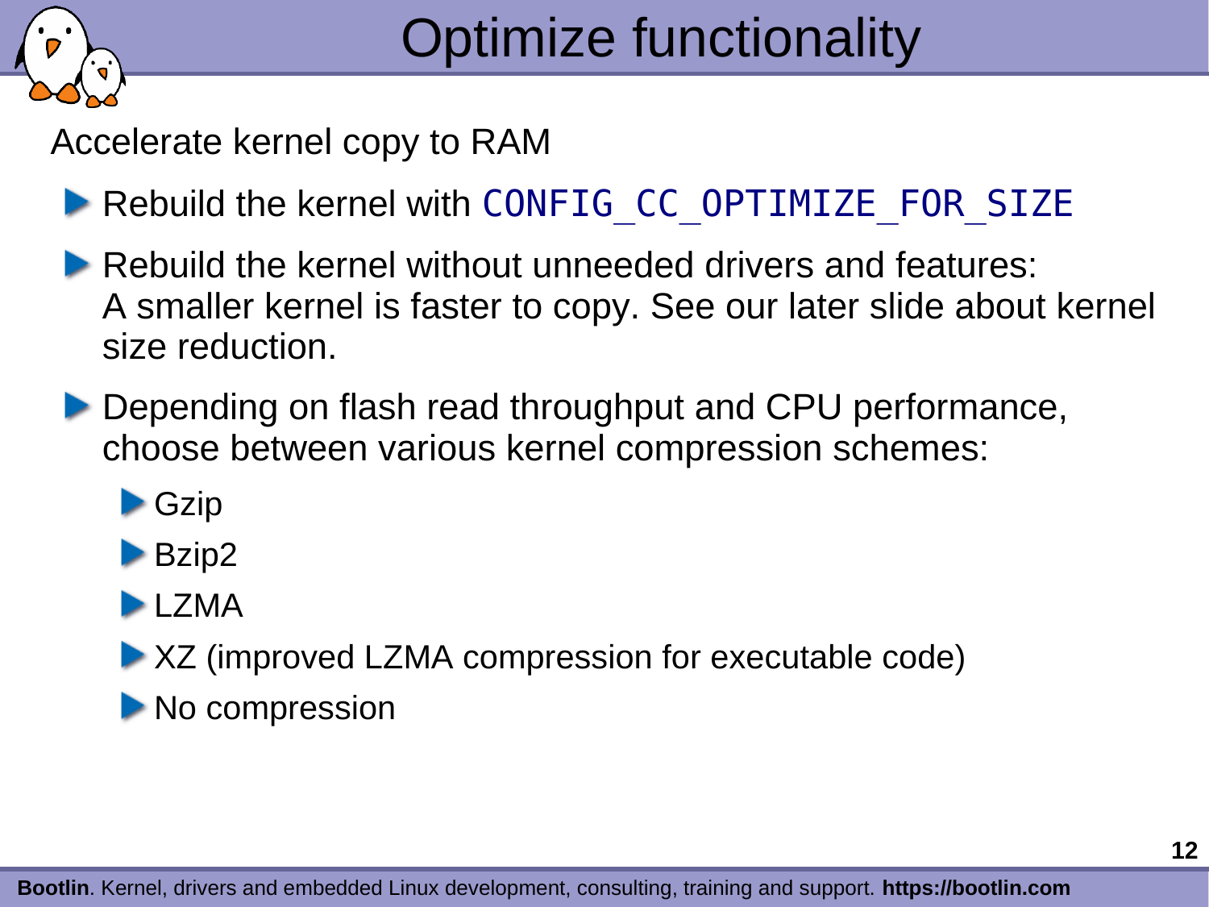# Optimize functionality

Accelerate kernel copy to RAM

- Rebuild the kernel with `CONFIG_CC_OPTIMIZE_FOR_SIZE`
- Rebuild the kernel without unneeded drivers and features: A smaller kernel is faster to copy. See our later slide about kernel size reduction.
- Depending on flash read throughput and CPU performance, choose between various kernel compression schemes:
  - Gzip
  - Bzip2
  - LZMA
  - XZ (improved LZMA compression for executable code)
  - No compression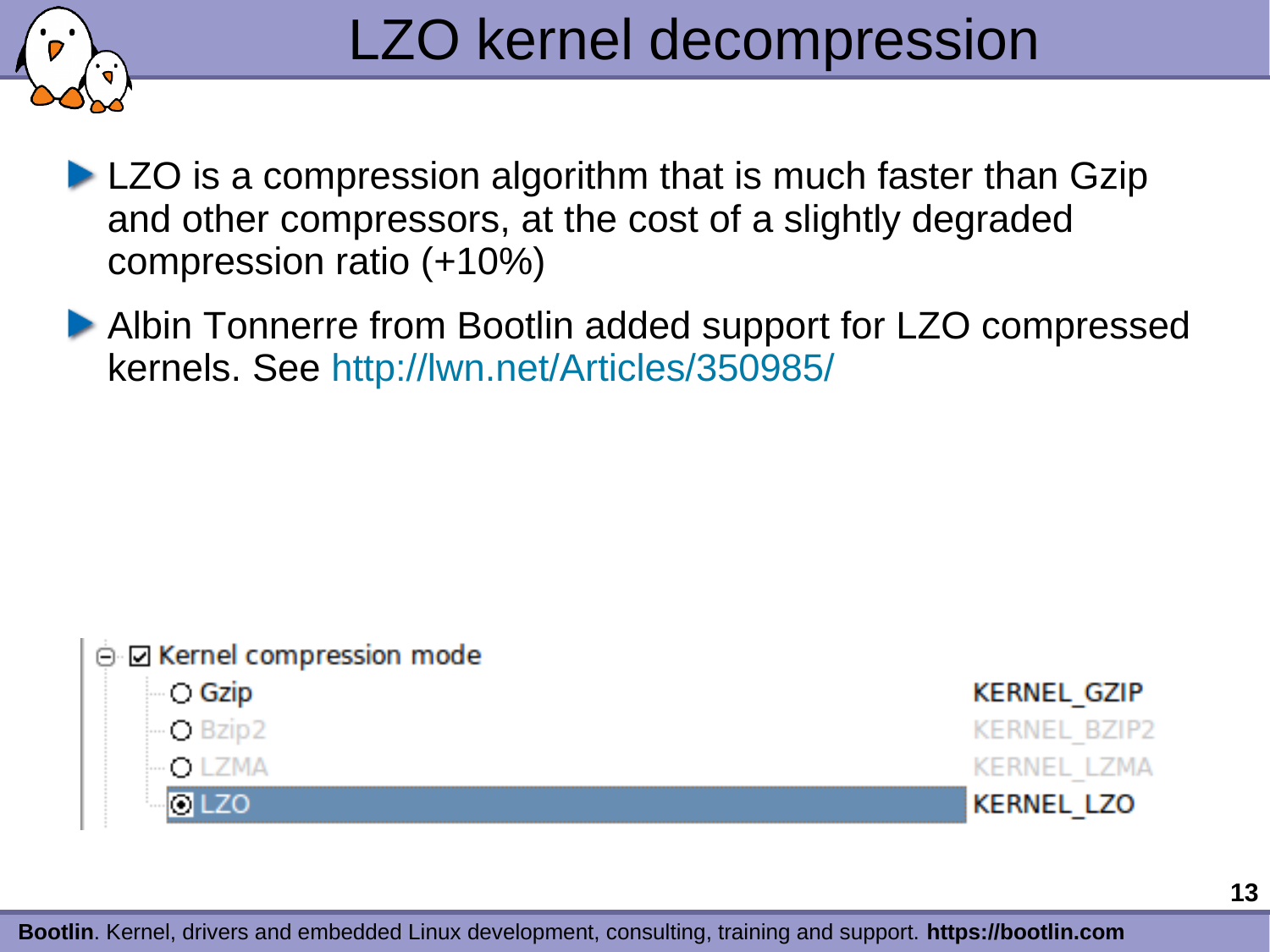# LZO kernel decompression

- LZO is a compression algorithm that is much faster than Gzip and other compressors, at the cost of a slightly degraded compression ratio (+10%)
- Albin Tonnerre from Bootlin added support for LZO compressed kernels. See http://lwn.net/Articles/350985/

| Kernel compression mode | |
|---|---|
| ○ Gzip | KERNEL_GZIP |
| ○ Bzip2 | KERNEL_BZIP2 |
| ○ LZMA | KERNEL_LZMA |
| ◉ LZO | KERNEL_LZO |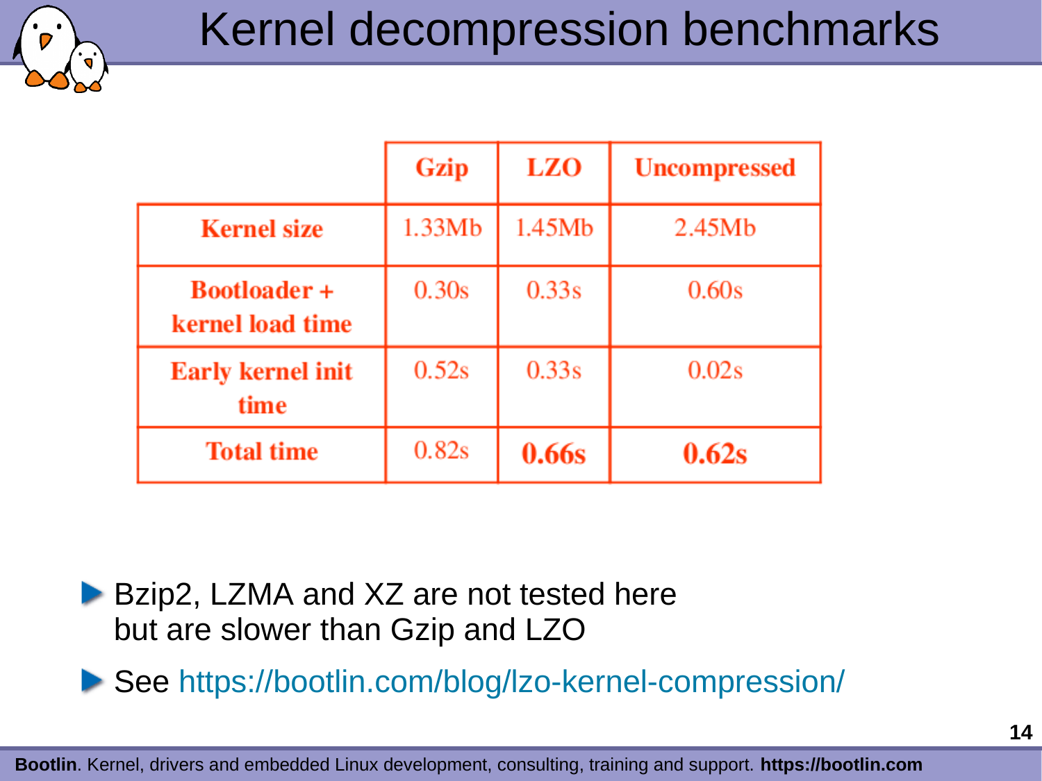# Kernel decompression benchmarks

| | Gzip | LZO | Uncompressed |
|---|---|---|---|
| **Kernel size** | 1.33Mb | 1.45Mb | 2.45Mb |
| **Bootloader + kernel load time** | 0.30s | 0.33s | 0.60s |
| **Early kernel init time** | 0.52s | 0.33s | 0.02s |
| **Total time** | 0.82s | **0.66s** | **0.62s** |

- Bzip2, LZMA and XZ are not tested here but are slower than Gzip and LZO
- See https://bootlin.com/blog/lzo-kernel-compression/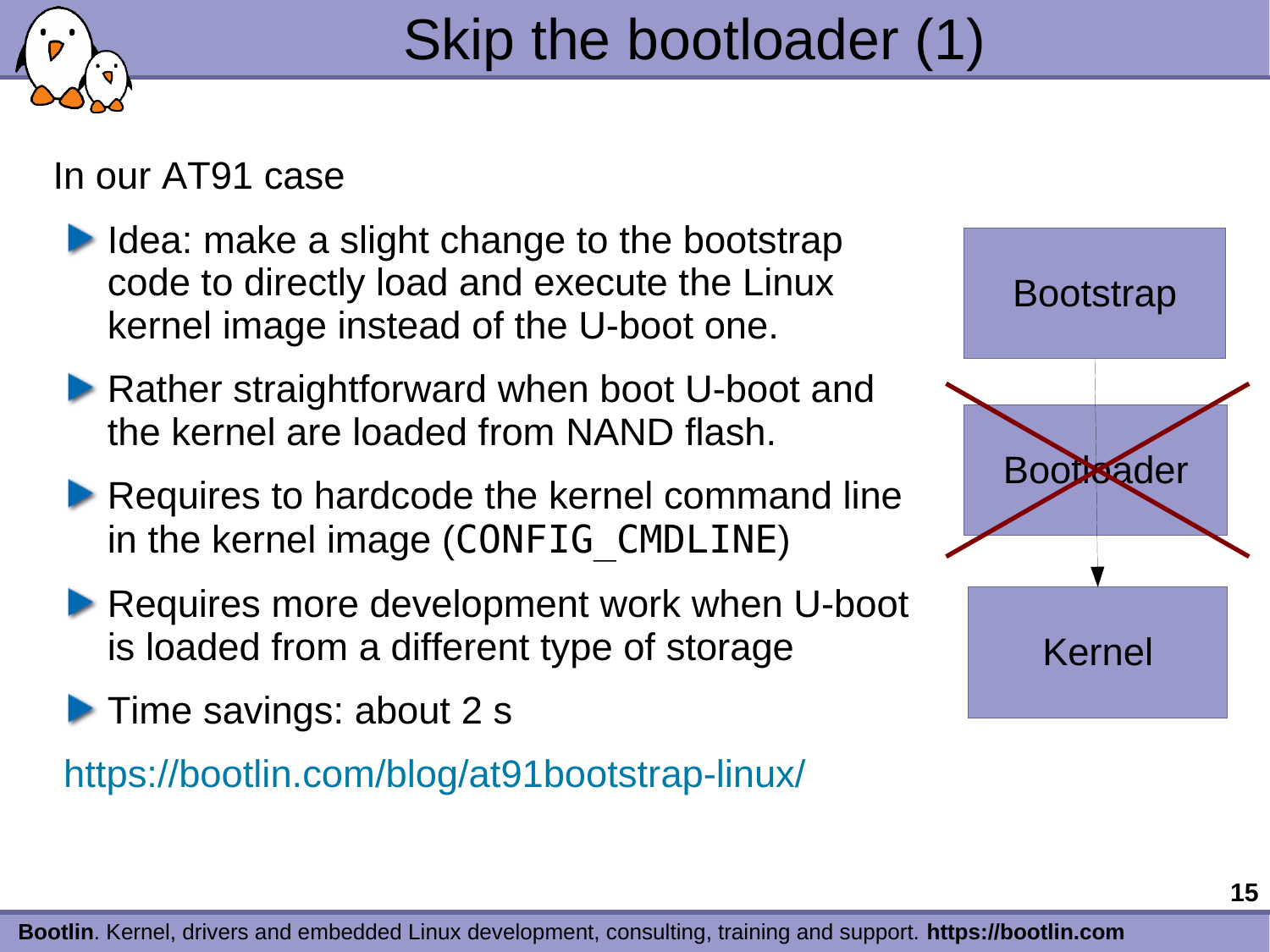# Skip the bootloader (1)

In our AT91 case

- Idea: make a slight change to the bootstrap code to directly load and execute the Linux kernel image instead of the U-boot one.
- Rather straightforward when boot U-boot and the kernel are loaded from NAND flash.
- Requires to hardcode the kernel command line in the kernel image (`CONFIG_CMDLINE`)
- Requires more development work when U-boot is loaded from a different type of storage
- Time savings: about 2 s

https://bootlin.com/blog/at91bootstrap-linux/

Bootstrap

Bootloader

Kernel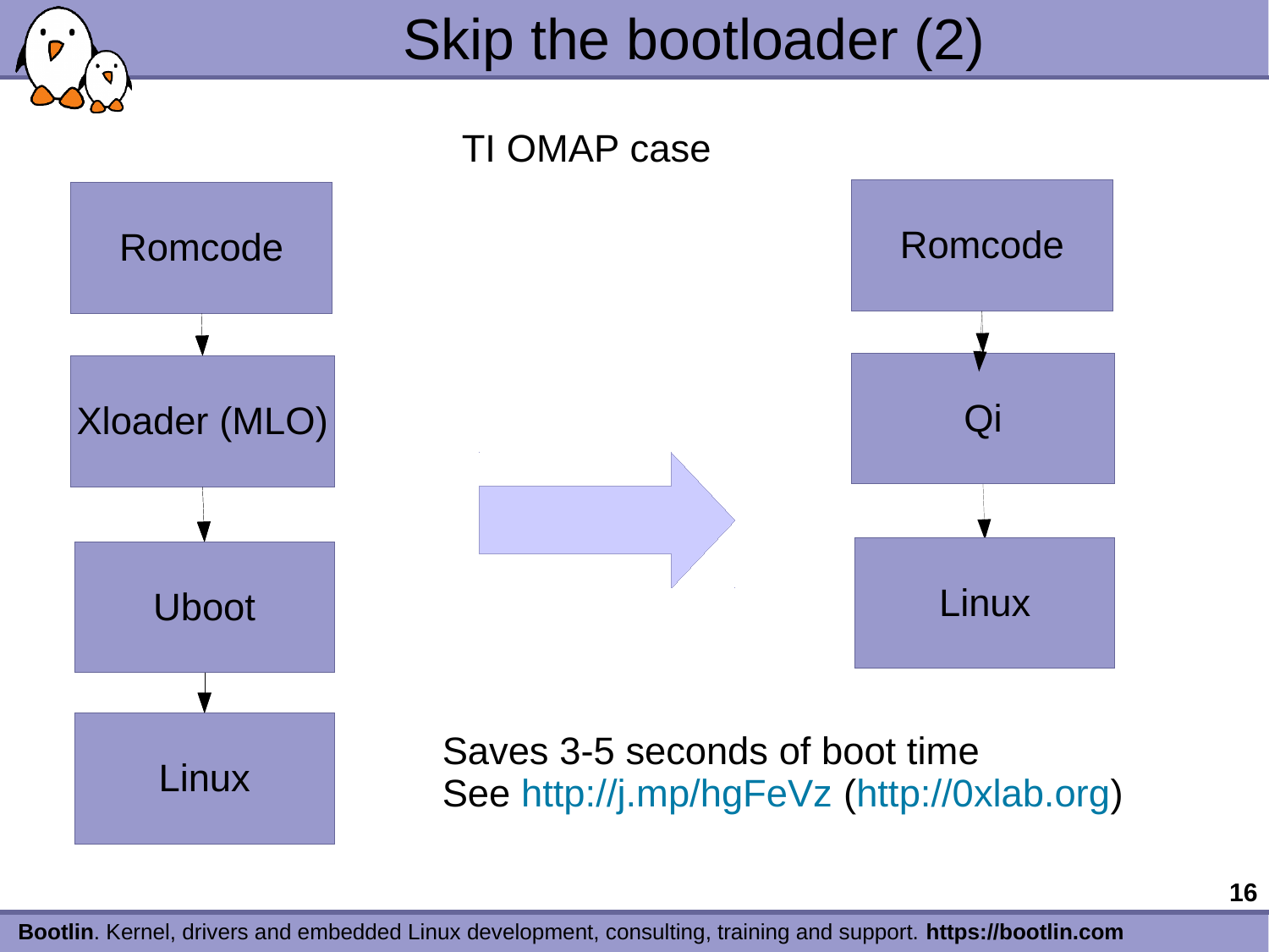# Skip the bootloader (2)

TI OMAP case

Romcode → Xloader (MLO) → Uboot → Linux

Romcode → Qi → Linux

Saves 3-5 seconds of boot time
See http://j.mp/hgFeVz (http://0xlab.org)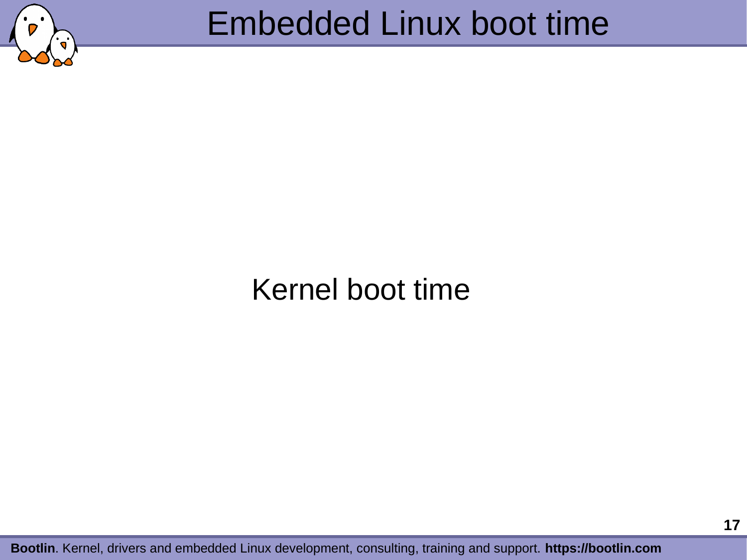# Kernel boot time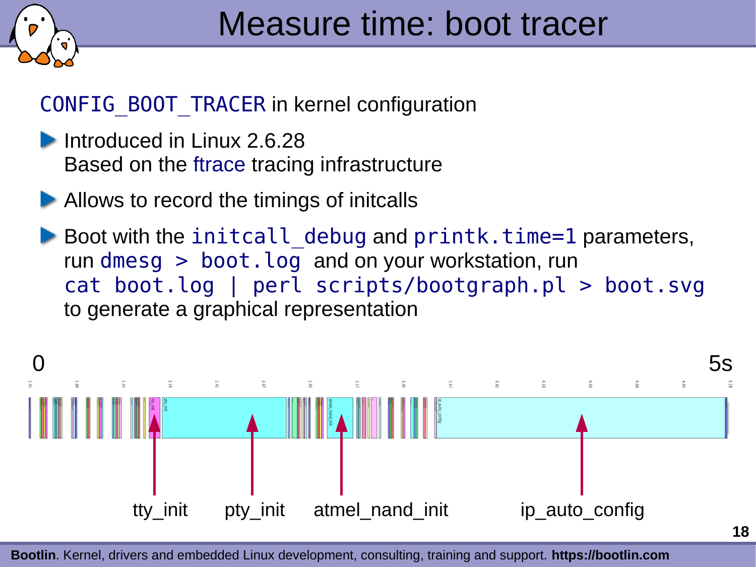# Measure time: boot tracer

`CONFIG_BOOT_TRACER` in kernel configuration

- Introduced in Linux 2.6.28
  Based on the ftrace tracing infrastructure
- Allows to record the timings of initcalls
- Boot with the `initcall_debug` and `printk.time=1` parameters, run `dmesg > boot.log` and on your workstation, run
  `cat boot.log | perl scripts/bootgraph.pl > boot.svg`
  to generate a graphical representation

0 — 5s

tty_init   pty_init   atmel_nand_init   ip_auto_config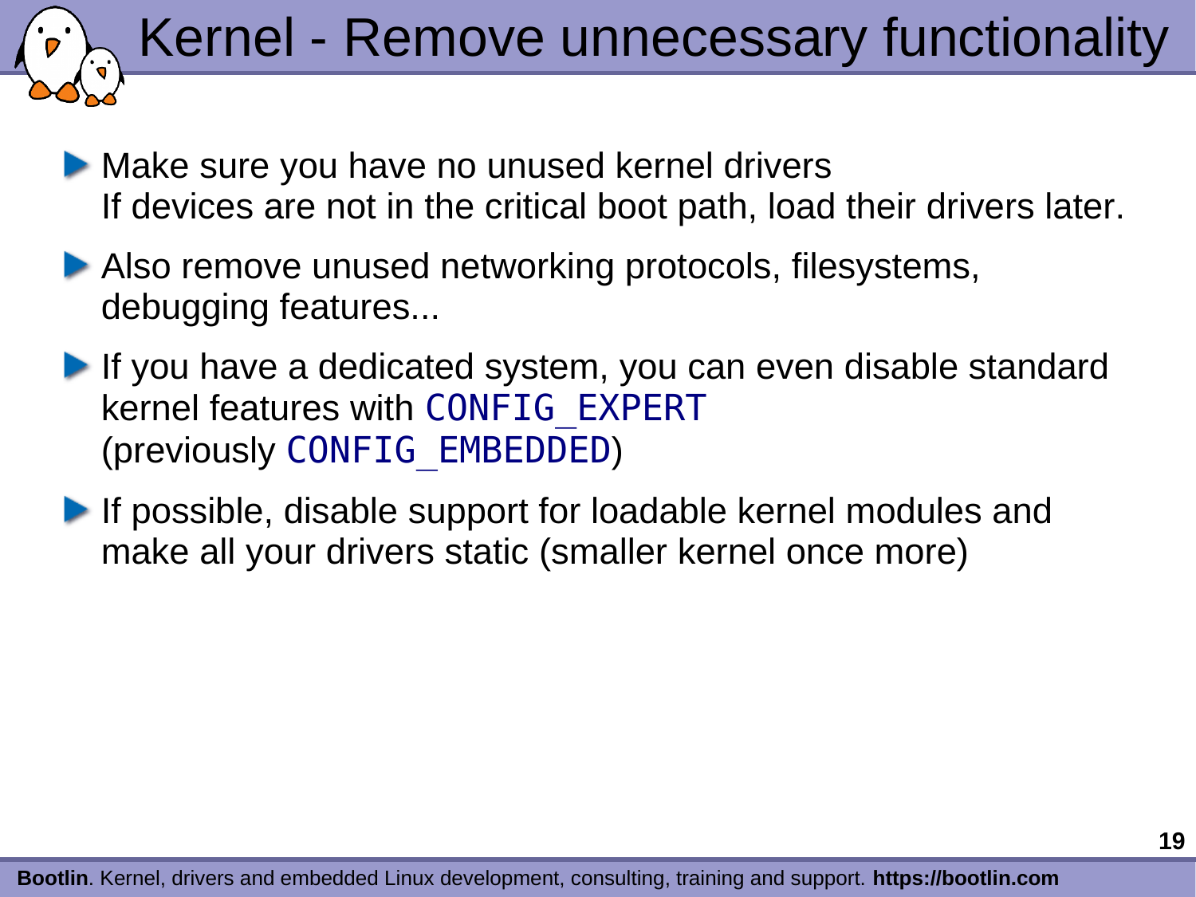# Kernel - Remove unnecessary functionality

- Make sure you have no unused kernel drivers
  If devices are not in the critical boot path, load their drivers later.
- Also remove unused networking protocols, filesystems, debugging features...
- If you have a dedicated system, you can even disable standard kernel features with `CONFIG_EXPERT`
  (previously `CONFIG_EMBEDDED`)
- If possible, disable support for loadable kernel modules and make all your drivers static (smaller kernel once more)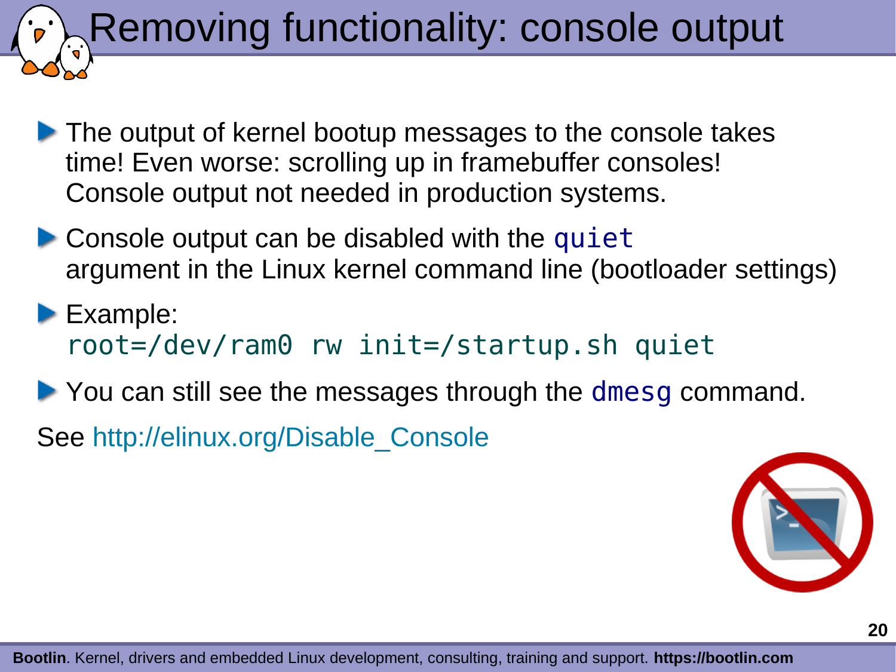# Removing functionality: console output

- The output of kernel bootup messages to the console takes time! Even worse: scrolling up in framebuffer consoles! Console output not needed in production systems.
- Console output can be disabled with the `quiet` argument in the Linux kernel command line (bootloader settings)
- Example:
  `root=/dev/ram0 rw init=/startup.sh quiet`
- You can still see the messages through the `dmesg` command.

See http://elinux.org/Disable_Console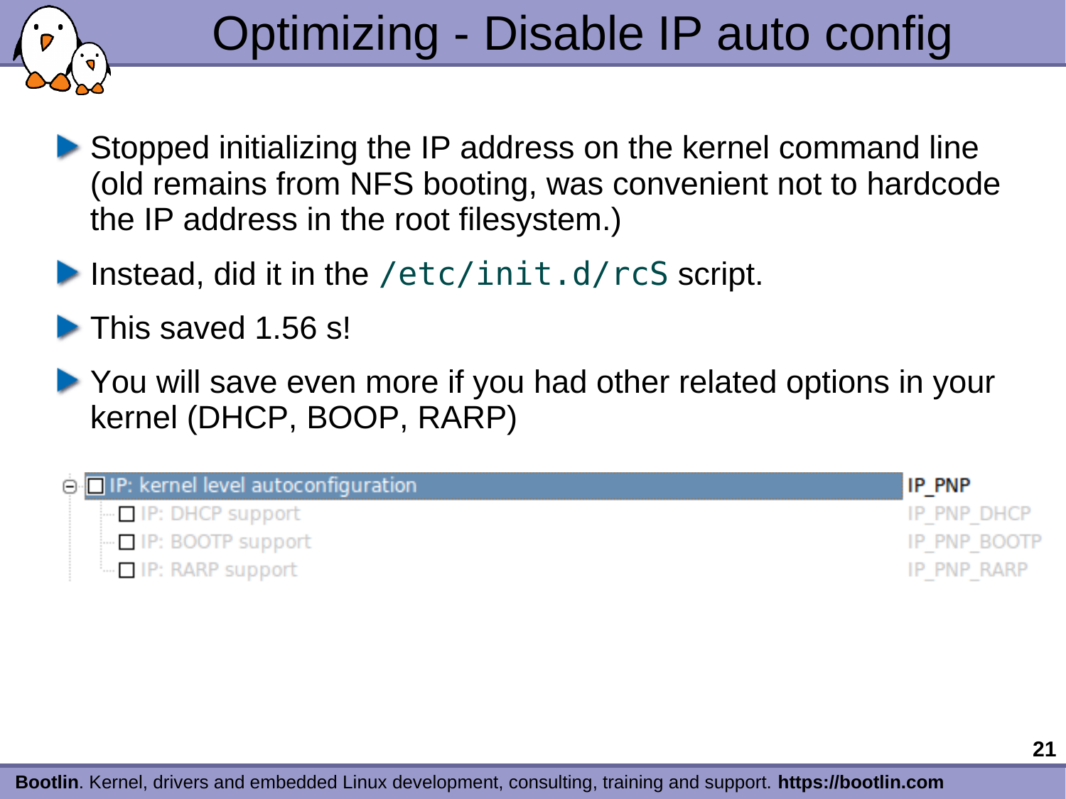# Optimizing - Disable IP auto config

- Stopped initializing the IP address on the kernel command line (old remains from NFS booting, was convenient not to hardcode the IP address in the root filesystem.)
- Instead, did it in the `/etc/init.d/rcS` script.
- This saved 1.56 s!
- You will save even more if you had other related options in your kernel (DHCP, BOOP, RARP)

| | |
|---|---|
| ☐ IP: kernel level autoconfiguration | IP_PNP |
| ☐ IP: DHCP support | IP_PNP_DHCP |
| ☐ IP: BOOTP support | IP_PNP_BOOTP |
| ☐ IP: RARP support | IP_PNP_RARP |

**Bootlin**. Kernel, drivers and embedded Linux development, consulting, training and support. **https://bootlin.com**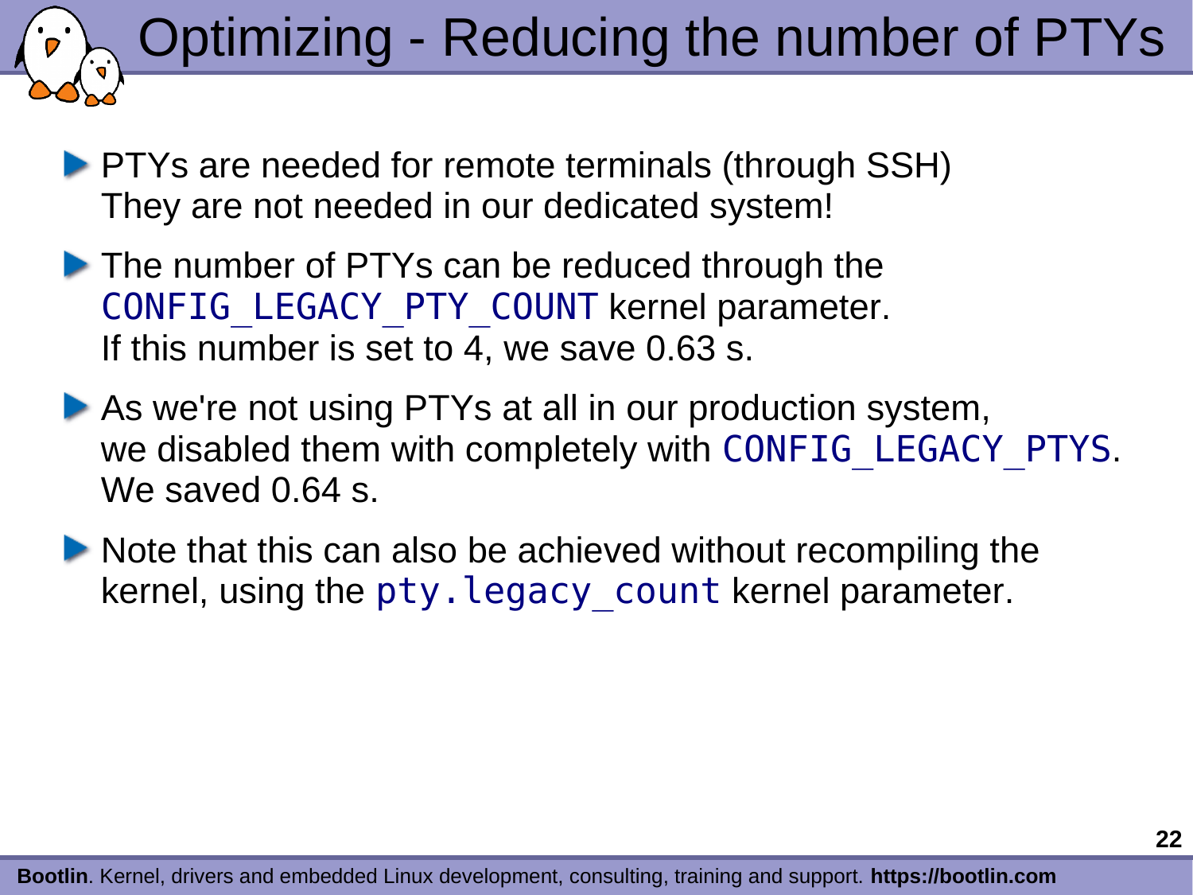# Optimizing - Reducing the number of PTYs

- PTYs are needed for remote terminals (through SSH)
  They are not needed in our dedicated system!
- The number of PTYs can be reduced through the `CONFIG_LEGACY_PTY_COUNT` kernel parameter.
  If this number is set to 4, we save 0.63 s.
- As we're not using PTYs at all in our production system, we disabled them with completely with `CONFIG_LEGACY_PTYS`.
  We saved 0.64 s.
- Note that this can also be achieved without recompiling the kernel, using the `pty.legacy_count` kernel parameter.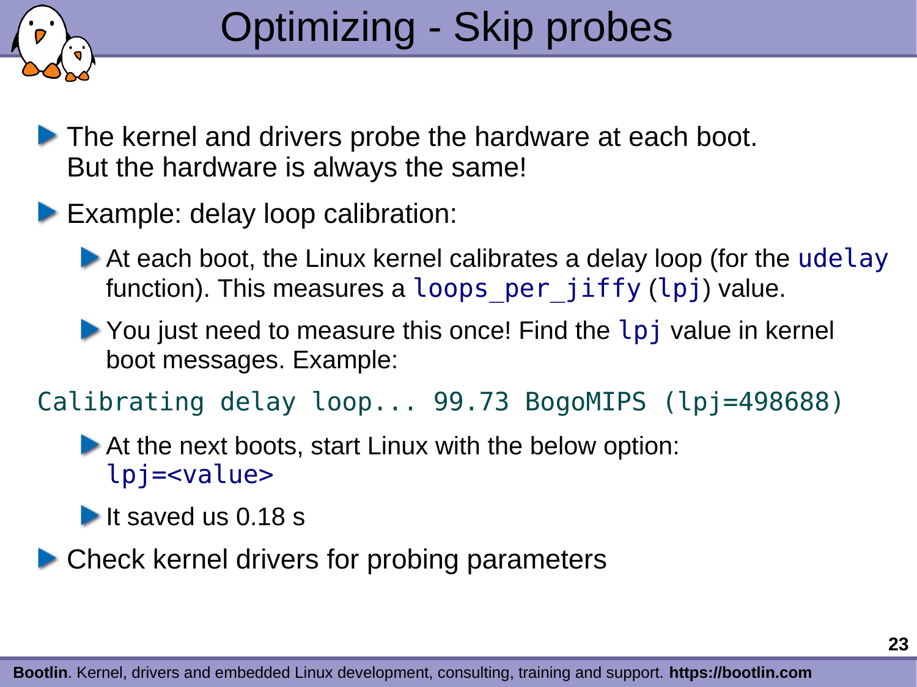# Optimizing - Skip probes

- The kernel and drivers probe the hardware at each boot. But the hardware is always the same!
- Example: delay loop calibration:
  - At each boot, the Linux kernel calibrates a delay loop (for the `udelay` function). This measures a `loops_per_jiffy` (`lpj`) value.
  - You just need to measure this once! Find the `lpj` value in kernel boot messages. Example:

```
Calibrating delay loop... 99.73 BogoMIPS (lpj=498688)
```

  - At the next boots, start Linux with the below option: `lpj=<value>`
  - It saved us 0.18 s
- Check kernel drivers for probing parameters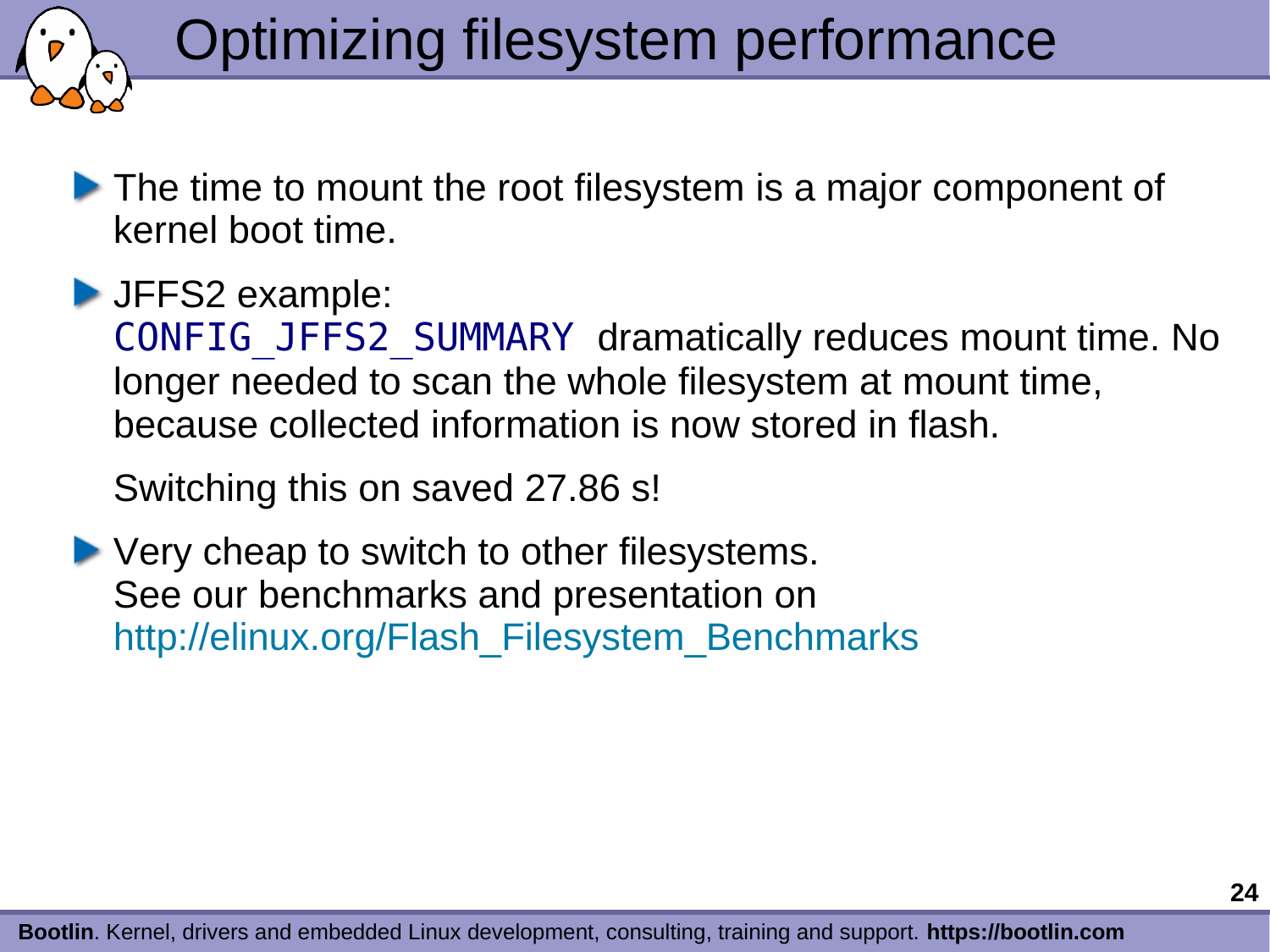# Optimizing filesystem performance

- The time to mount the root filesystem is a major component of kernel boot time.
- JFFS2 example:
  `CONFIG_JFFS2_SUMMARY` dramatically reduces mount time. No longer needed to scan the whole filesystem at mount time, because collected information is now stored in flash.

  Switching this on saved 27.86 s!
- Very cheap to switch to other filesystems.
  See our benchmarks and presentation on
  http://elinux.org/Flash_Filesystem_Benchmarks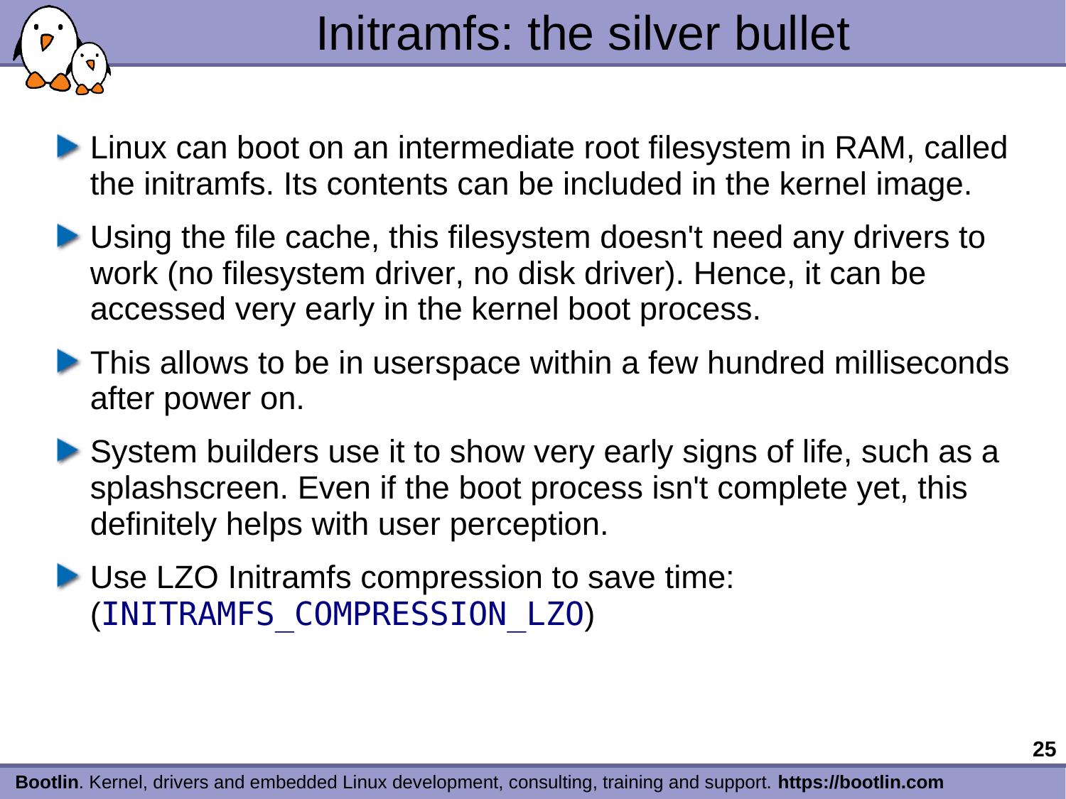# Initramfs: the silver bullet

- Linux can boot on an intermediate root filesystem in RAM, called the initramfs. Its contents can be included in the kernel image.
- Using the file cache, this filesystem doesn't need any drivers to work (no filesystem driver, no disk driver). Hence, it can be accessed very early in the kernel boot process.
- This allows to be in userspace within a few hundred milliseconds after power on.
- System builders use it to show very early signs of life, such as a splashscreen. Even if the boot process isn't complete yet, this definitely helps with user perception.
- Use LZO Initramfs compression to save time: (`INITRAMFS_COMPRESSION_LZO`)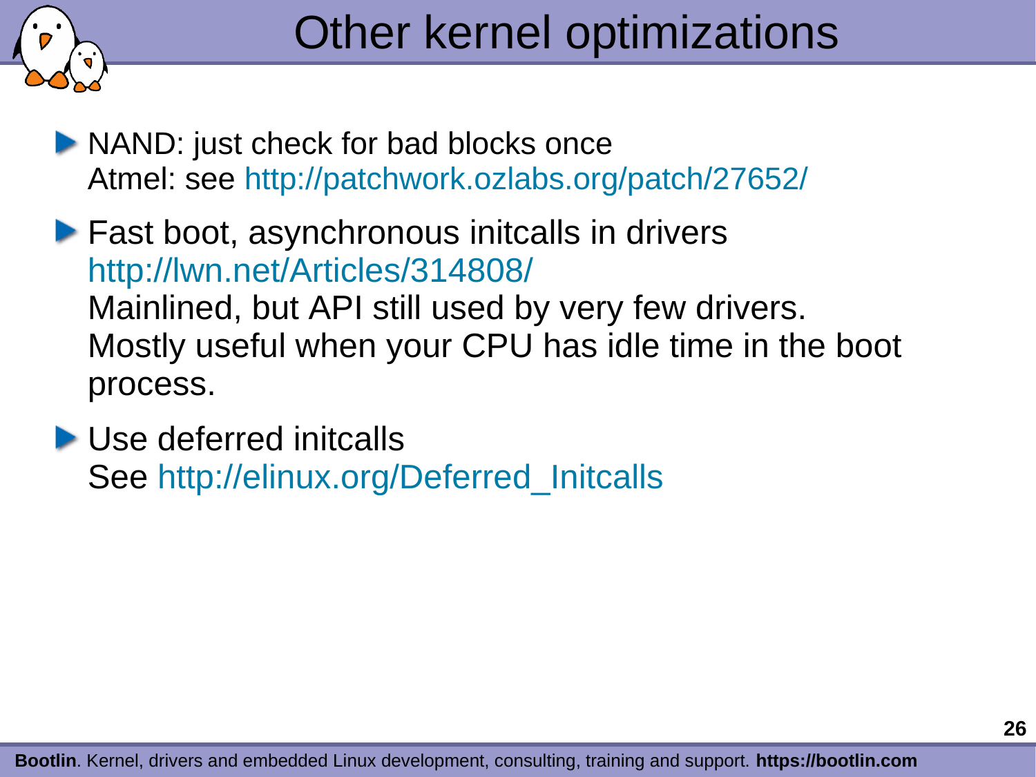# Other kernel optimizations

- NAND: just check for bad blocks once
  Atmel: see http://patchwork.ozlabs.org/patch/27652/
- Fast boot, asynchronous initcalls in drivers
  http://lwn.net/Articles/314808/
  Mainlined, but API still used by very few drivers.
  Mostly useful when your CPU has idle time in the boot process.
- Use deferred initcalls
  See http://elinux.org/Deferred_Initcalls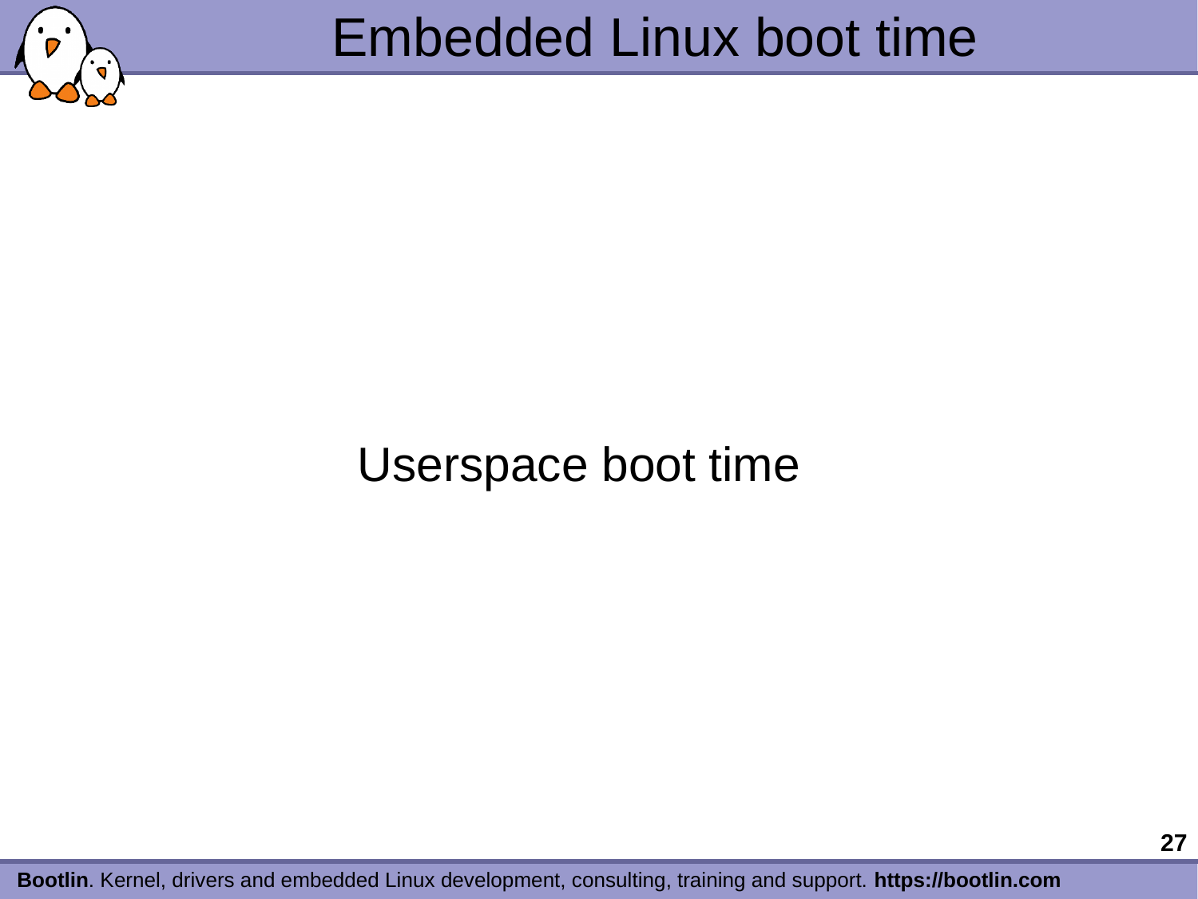# Userspace boot time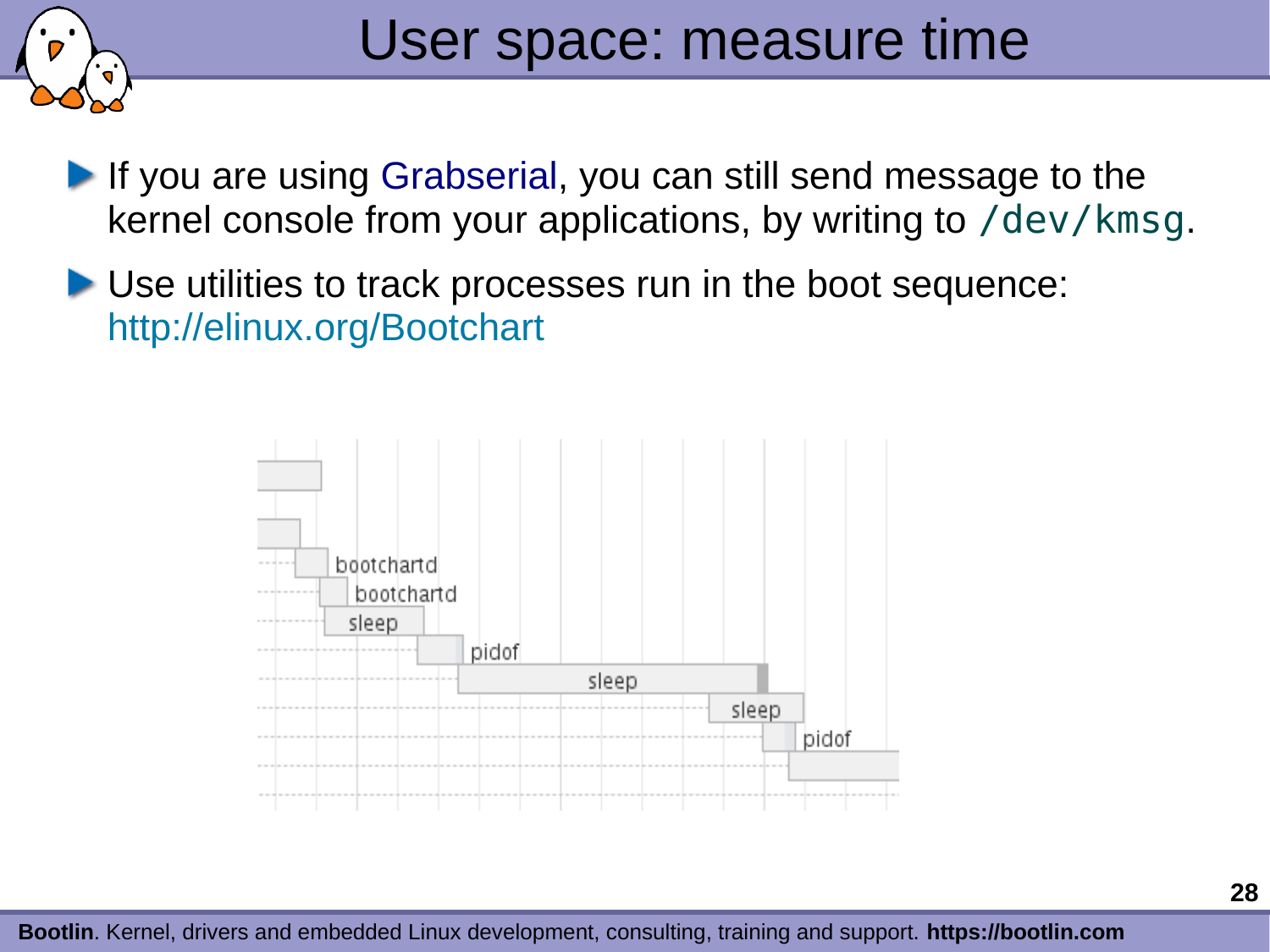# User space: measure time

- If you are using Grabserial, you can still send message to the kernel console from your applications, by writing to `/dev/kmsg`.
- Use utilities to track processes run in the boot sequence: http://elinux.org/Bootchart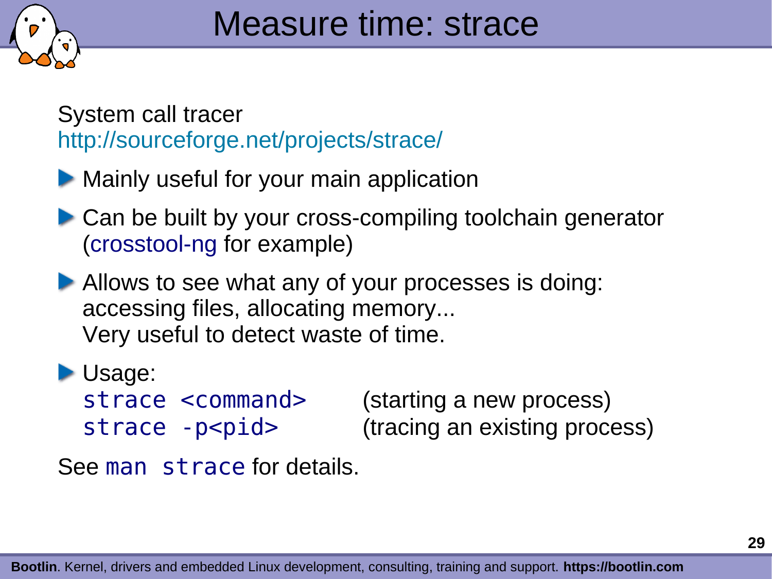# Measure time: strace

System call tracer
http://sourceforge.net/projects/strace/

- Mainly useful for your main application
- Can be built by your cross-compiling toolchain generator (crosstool-ng for example)
- Allows to see what any of your processes is doing: accessing files, allocating memory...
  Very useful to detect waste of time.
- Usage:
  `strace <command>` (starting a new process)
  `strace -p<pid>` (tracing an existing process)

See `man strace` for details.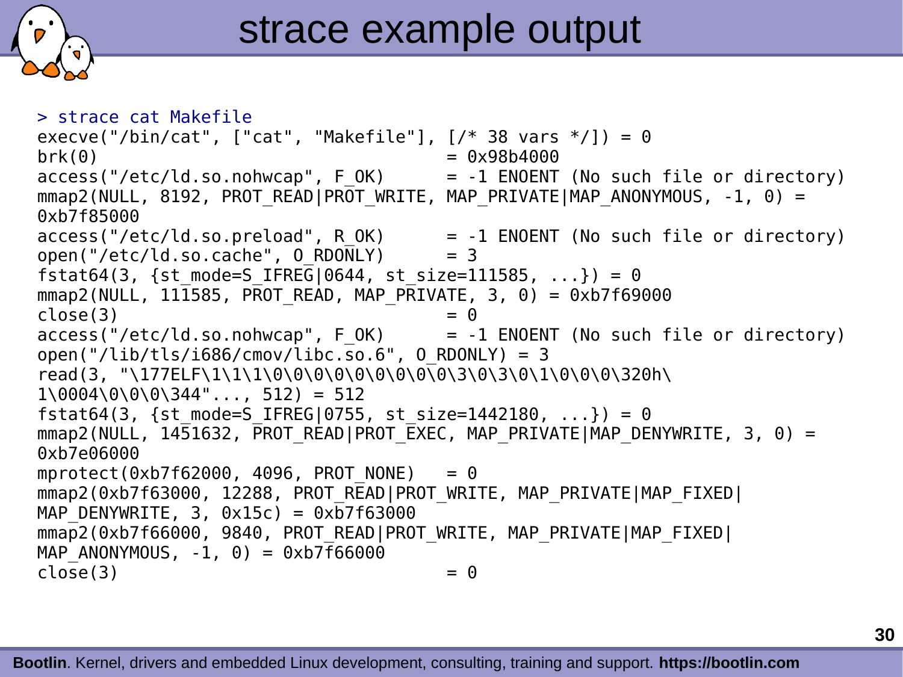# strace example output

```
> strace cat Makefile
execve("/bin/cat", ["cat", "Makefile"], [/* 38 vars */]) = 0
brk(0)                                  = 0x98b4000
access("/etc/ld.so.nohwcap", F_OK)      = -1 ENOENT (No such file or directory)
mmap2(NULL, 8192, PROT_READ|PROT_WRITE, MAP_PRIVATE|MAP_ANONYMOUS, -1, 0) =
0xb7f85000
access("/etc/ld.so.preload", R_OK)      = -1 ENOENT (No such file or directory)
open("/etc/ld.so.cache", O_RDONLY)      = 3
fstat64(3, {st_mode=S_IFREG|0644, st_size=111585, ...}) = 0
mmap2(NULL, 111585, PROT_READ, MAP_PRIVATE, 3, 0) = 0xb7f69000
close(3)                                = 0
access("/etc/ld.so.nohwcap", F_OK)      = -1 ENOENT (No such file or directory)
open("/lib/tls/i686/cmov/libc.so.6", O_RDONLY) = 3
read(3, "\177ELF\1\1\1\0\0\0\0\0\0\0\0\0\3\0\3\0\1\0\0\0\320h\
1\0004\0\0\0\344"..., 512) = 512
fstat64(3, {st_mode=S_IFREG|0755, st_size=1442180, ...}) = 0
mmap2(NULL, 1451632, PROT_READ|PROT_EXEC, MAP_PRIVATE|MAP_DENYWRITE, 3, 0) =
0xb7e06000
mprotect(0xb7f62000, 4096, PROT_NONE)   = 0
mmap2(0xb7f63000, 12288, PROT_READ|PROT_WRITE, MAP_PRIVATE|MAP_FIXED|
MAP_DENYWRITE, 3, 0x15c) = 0xb7f63000
mmap2(0xb7f66000, 9840, PROT_READ|PROT_WRITE, MAP_PRIVATE|MAP_FIXED|
MAP_ANONYMOUS, -1, 0) = 0xb7f66000
close(3)                                = 0
```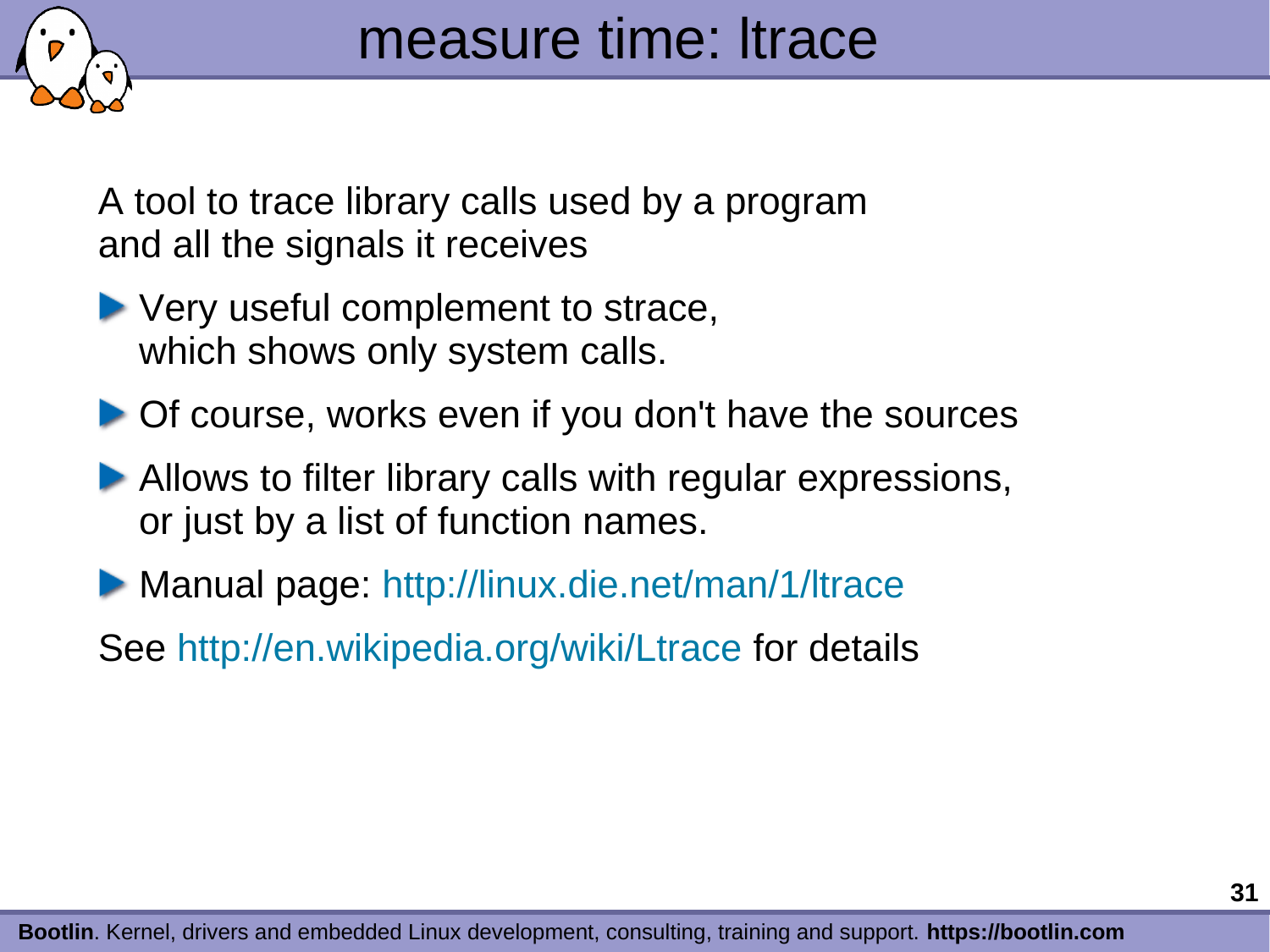# measure time: ltrace

A tool to trace library calls used by a program and all the signals it receives

- Very useful complement to strace, which shows only system calls.
- Of course, works even if you don't have the sources
- Allows to filter library calls with regular expressions, or just by a list of function names.
- Manual page: http://linux.die.net/man/1/ltrace

See http://en.wikipedia.org/wiki/Ltrace for details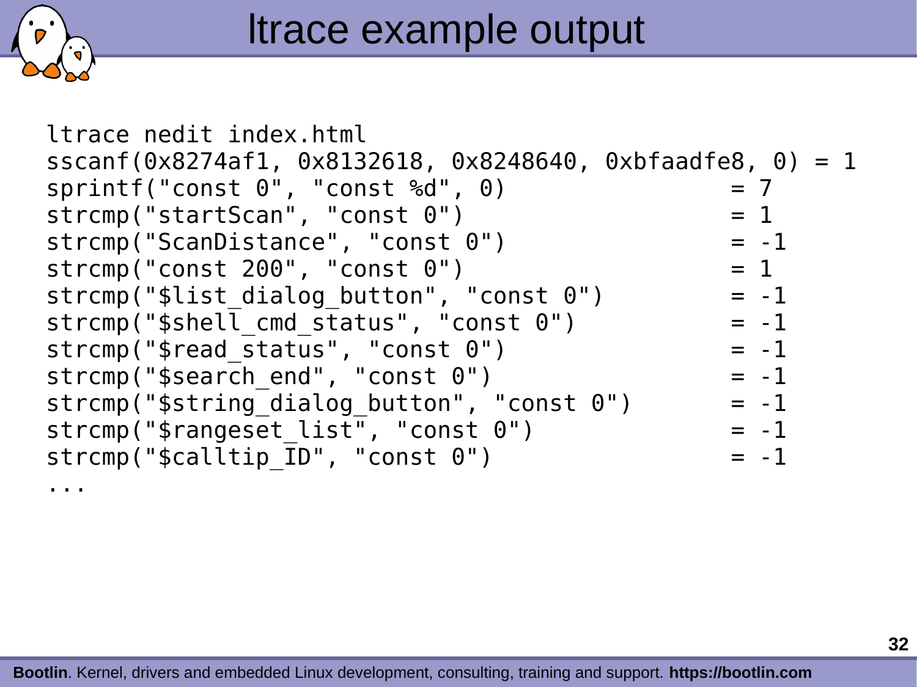# ltrace example output

```
ltrace nedit index.html
sscanf(0x8274af1, 0x8132618, 0x8248640, 0xbfaadfe8, 0) = 1
sprintf("const 0", "const %d", 0)                       = 7
strcmp("startScan", "const 0")                          = 1
strcmp("ScanDistance", "const 0")                       = -1
strcmp("const 200", "const 0")                          = 1
strcmp("$list_dialog_button", "const 0")                = -1
strcmp("$shell_cmd_status", "const 0")                  = -1
strcmp("$read_status", "const 0")                       = -1
strcmp("$search_end", "const 0")                        = -1
strcmp("$string_dialog_button", "const 0")              = -1
strcmp("$rangeset_list", "const 0")                     = -1
strcmp("$calltip_ID", "const 0")                        = -1
...
```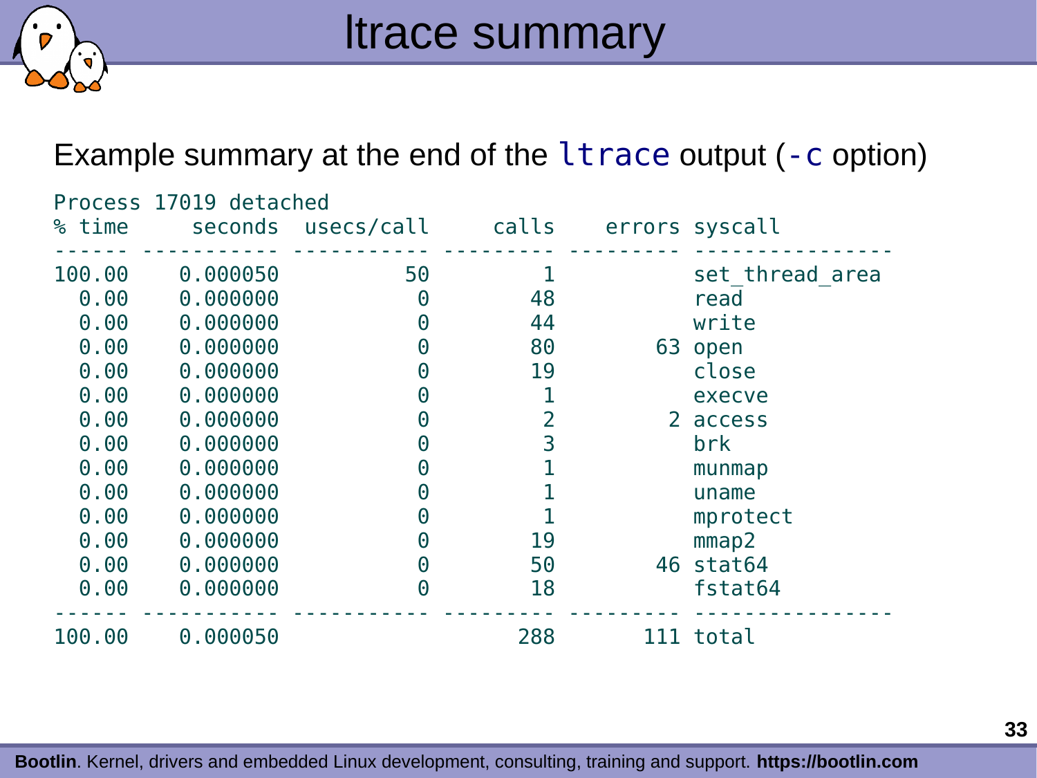# ltrace summary

Example summary at the end of the `ltrace` output (`-c` option)

```
Process 17019 detached
% time     seconds  usecs/call     calls    errors syscall
------ ----------- ----------- --------- --------- ----------------
100.00    0.000050          50         1           set_thread_area
  0.00    0.000000           0        48           read
  0.00    0.000000           0        44           write
  0.00    0.000000           0        80        63 open
  0.00    0.000000           0        19           close
  0.00    0.000000           0         1           execve
  0.00    0.000000           0         2         2 access
  0.00    0.000000           0         3           brk
  0.00    0.000000           0         1           munmap
  0.00    0.000000           0         1           uname
  0.00    0.000000           0         1           mprotect
  0.00    0.000000           0        19           mmap2
  0.00    0.000000           0        50        46 stat64
  0.00    0.000000           0        18           fstat64
------ ----------- ----------- --------- --------- ----------------
100.00    0.000050                   288       111 total
```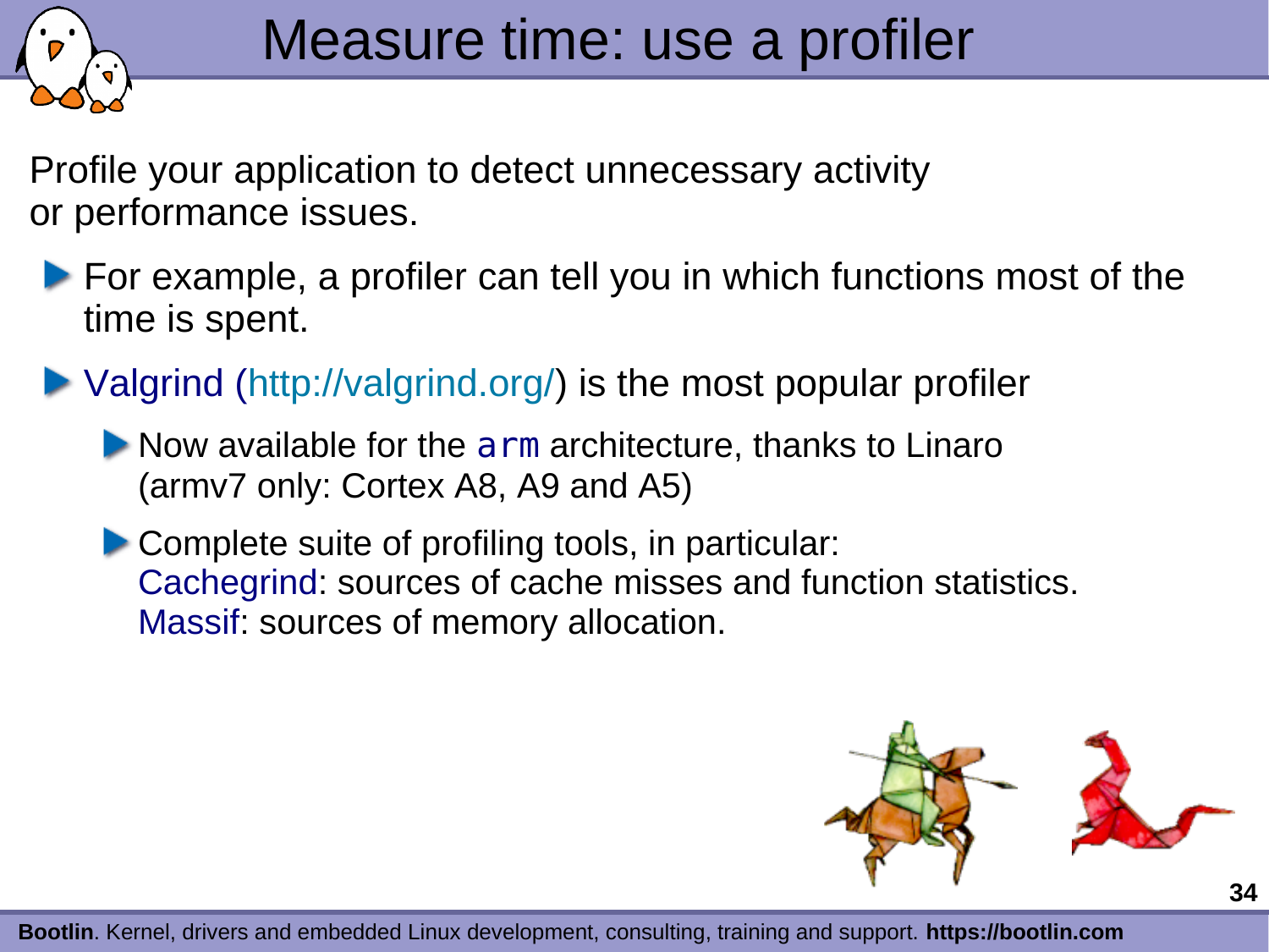# Measure time: use a profiler

Profile your application to detect unnecessary activity or performance issues.

- For example, a profiler can tell you in which functions most of the time is spent.
- Valgrind (http://valgrind.org/) is the most popular profiler
  - Now available for the `arm` architecture, thanks to Linaro (armv7 only: Cortex A8, A9 and A5)
  - Complete suite of profiling tools, in particular:
    Cachegrind: sources of cache misses and function statistics.
    Massif: sources of memory allocation.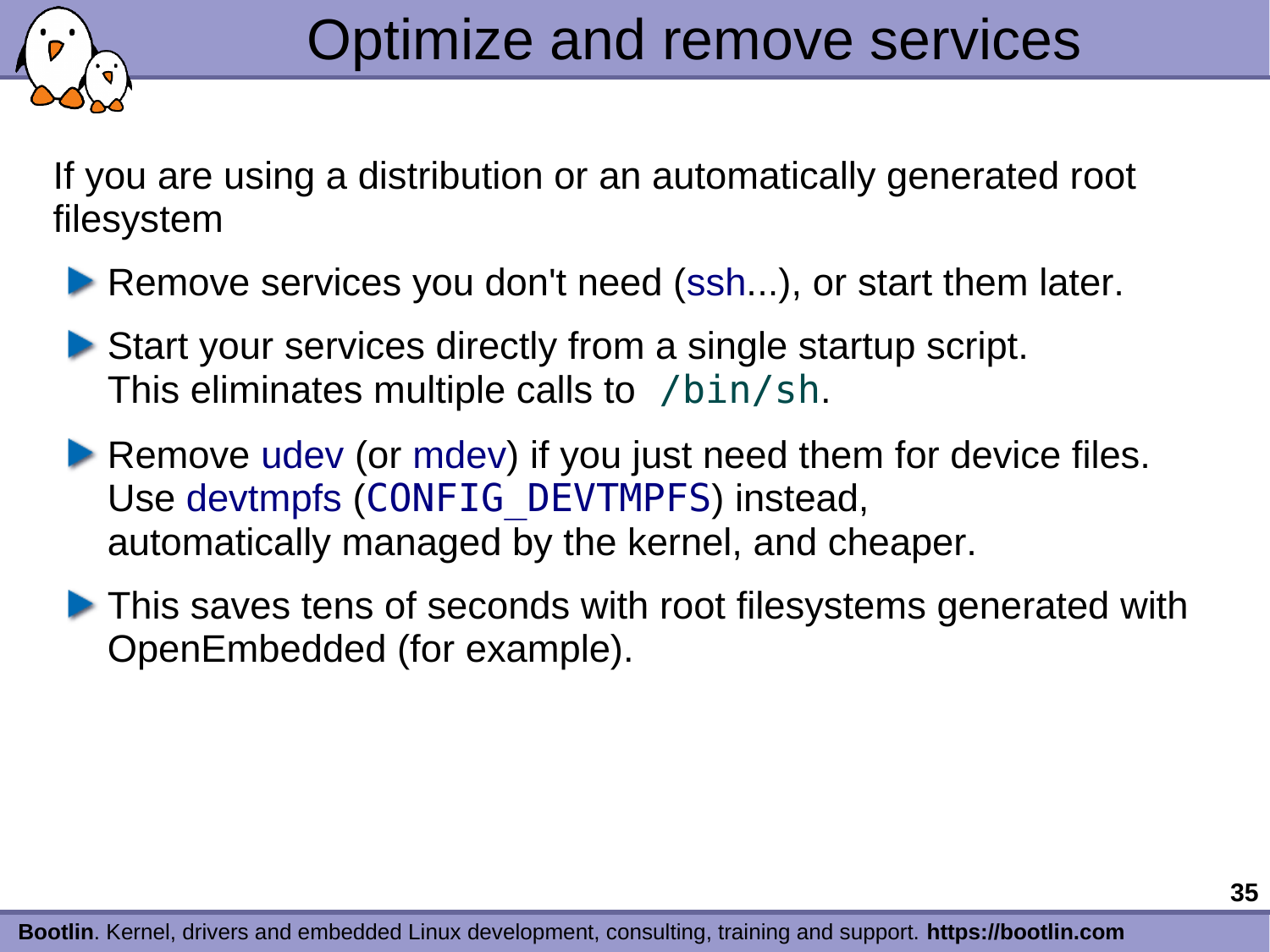# Optimize and remove services

If you are using a distribution or an automatically generated root filesystem

- Remove services you don't need (ssh...), or start them later.
- Start your services directly from a single startup script. This eliminates multiple calls to `/bin/sh`.
- Remove udev (or mdev) if you just need them for device files. Use devtmpfs (`CONFIG_DEVTMPFS`) instead, automatically managed by the kernel, and cheaper.
- This saves tens of seconds with root filesystems generated with OpenEmbedded (for example).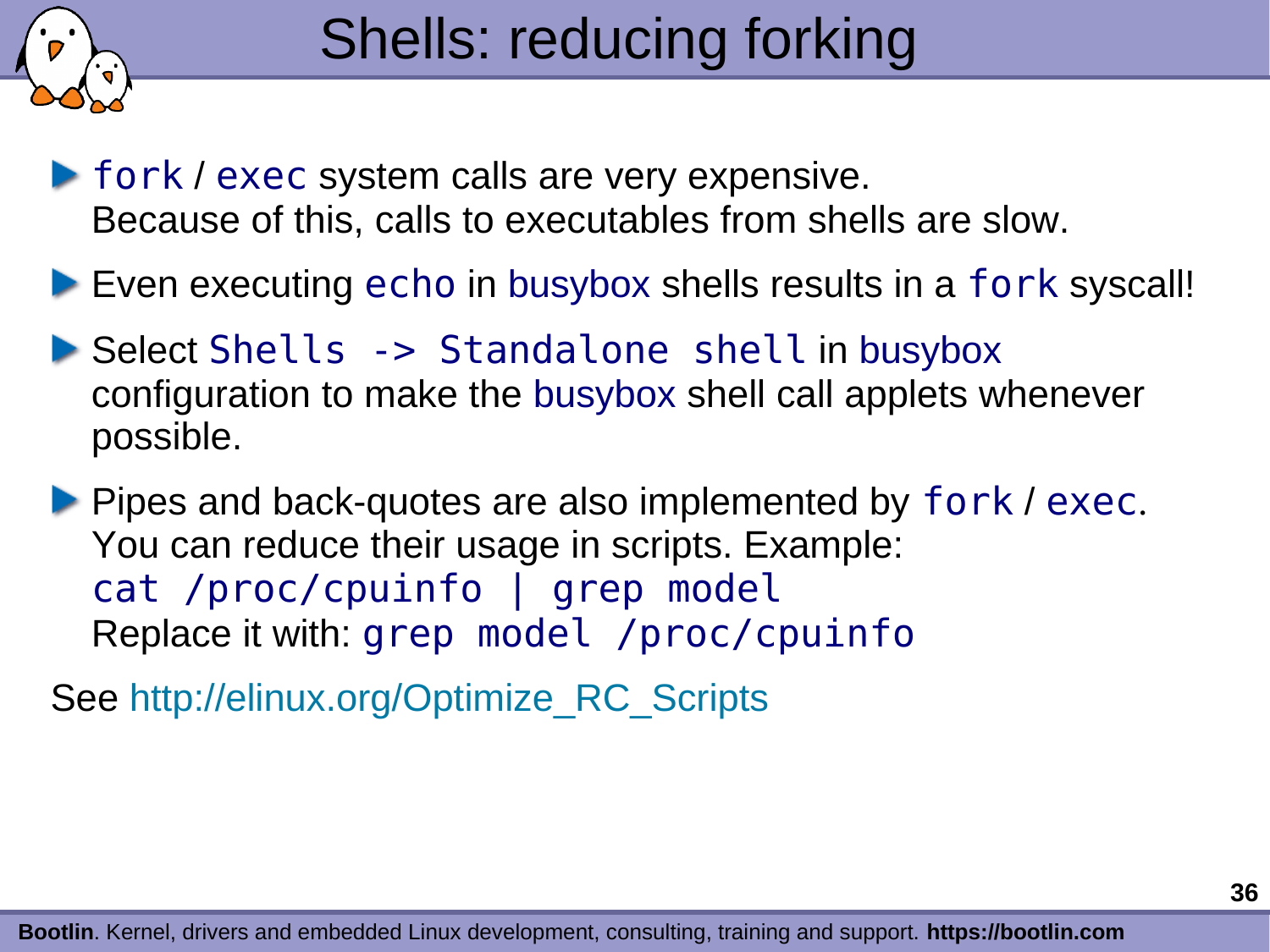# Shells: reducing forking

- `fork` / `exec` system calls are very expensive.
  Because of this, calls to executables from shells are slow.
- Even executing `echo` in busybox shells results in a `fork` syscall!
- Select `Shells -> Standalone shell` in busybox configuration to make the busybox shell call applets whenever possible.
- Pipes and back-quotes are also implemented by `fork` / `exec`.
  You can reduce their usage in scripts. Example:
  `cat /proc/cpuinfo | grep model`
  Replace it with: `grep model /proc/cpuinfo`

See http://elinux.org/Optimize_RC_Scripts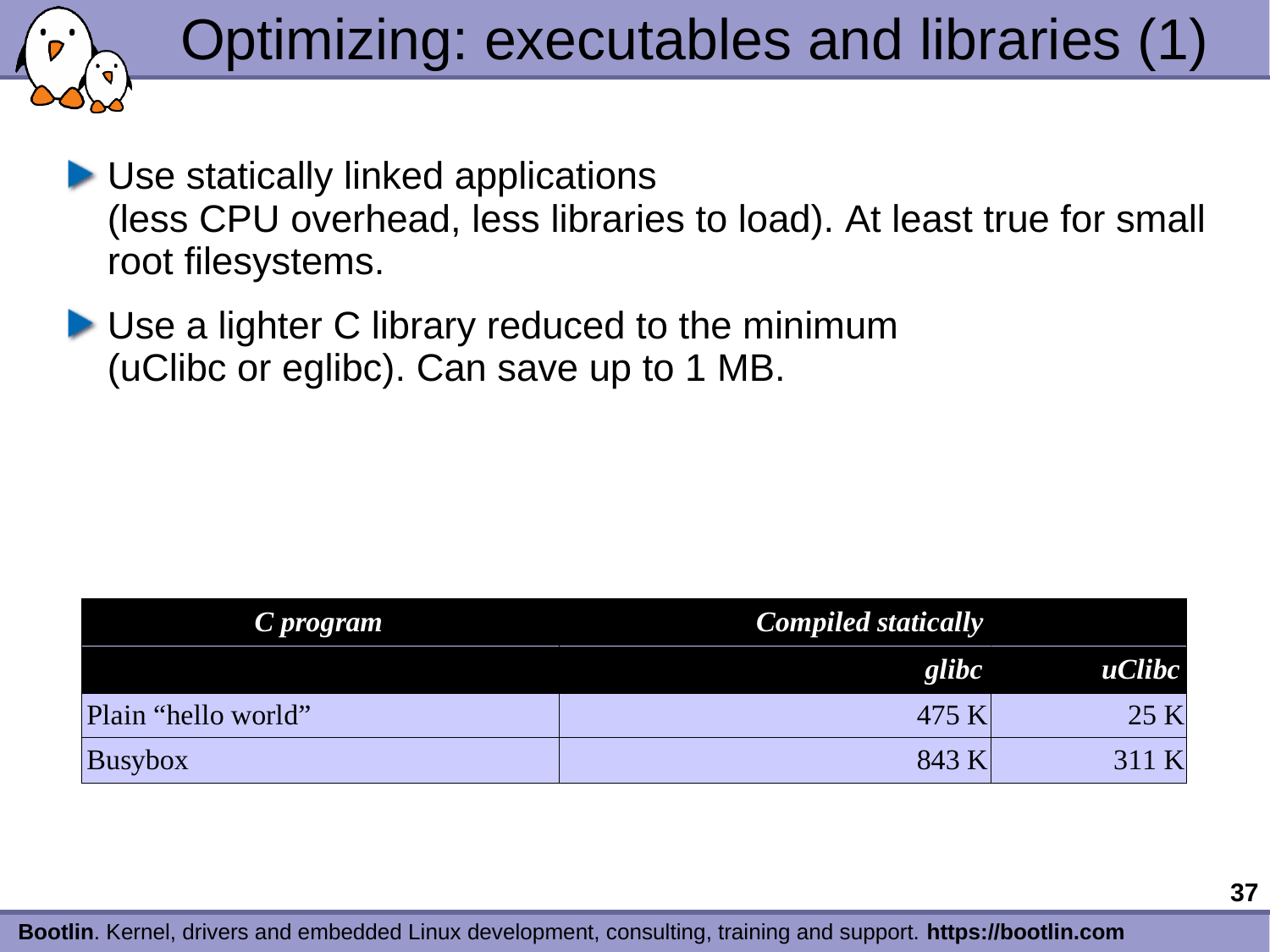# Optimizing: executables and libraries (1)

- Use statically linked applications
  (less CPU overhead, less libraries to load). At least true for small root filesystems.
- Use a lighter C library reduced to the minimum
  (uClibc or eglibc). Can save up to 1 MB.

| ***C program*** | ***Compiled statically*** | |
|---|---|---|
| | ***glibc*** | ***uClibc*** |
| Plain "hello world" | 475 K | 25 K |
| Busybox | 843 K | 311 K |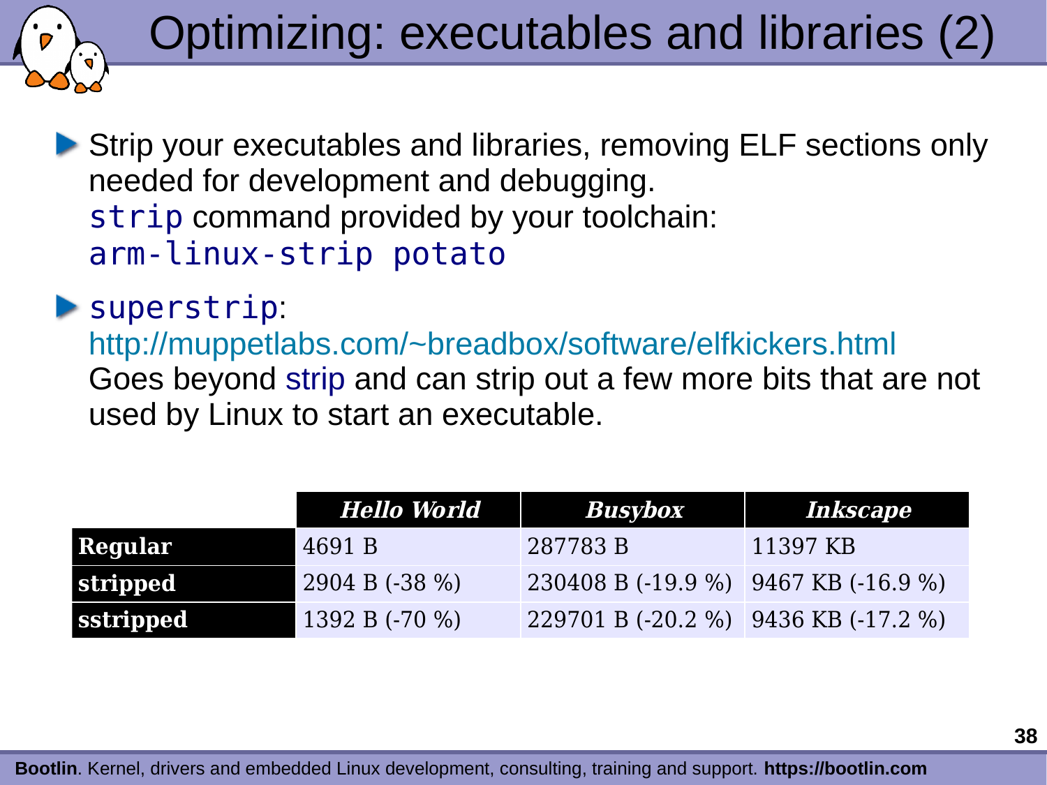# Optimizing: executables and libraries (2)

- Strip your executables and libraries, removing ELF sections only needed for development and debugging.
  `strip` command provided by your toolchain:
  `arm-linux-strip potato`
- `superstrip`:
  http://muppetlabs.com/~breadbox/software/elfkickers.html
  Goes beyond strip and can strip out a few more bits that are not used by Linux to start an executable.

| | *Hello World* | *Busybox* | *Inkscape* |
|---|---|---|---|
| **Regular** | 4691 B | 287783 B | 11397 KB |
| **stripped** | 2904 B (-38 %) | 230408 B (-19.9 %) | 9467 KB (-16.9 %) |
| **sstripped** | 1392 B (-70 %) | 229701 B (-20.2 %) | 9436 KB (-17.2 %) |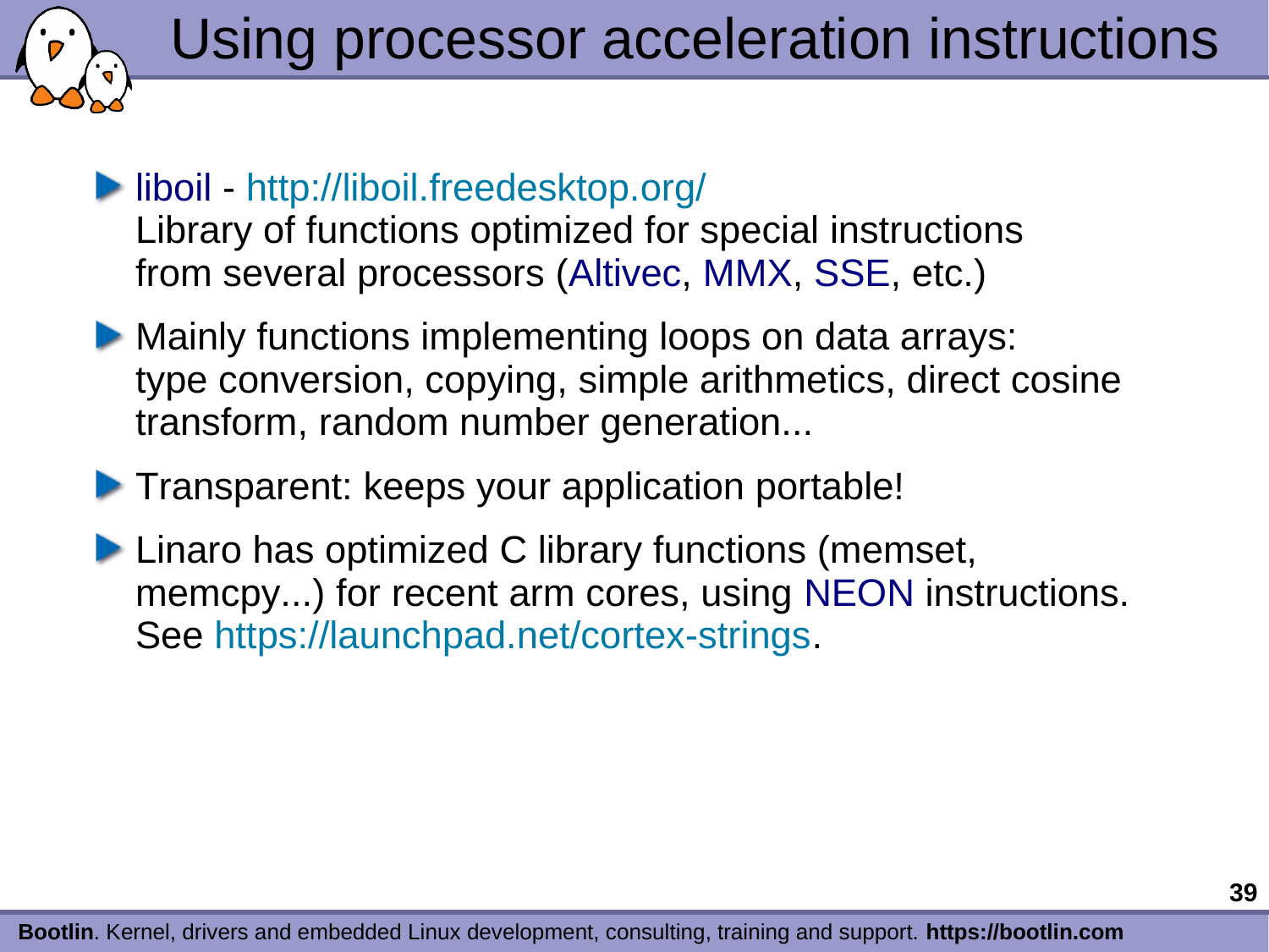# Using processor acceleration instructions

- liboil - http://liboil.freedesktop.org/
  Library of functions optimized for special instructions from several processors (Altivec, MMX, SSE, etc.)
- Mainly functions implementing loops on data arrays: type conversion, copying, simple arithmetics, direct cosine transform, random number generation...
- Transparent: keeps your application portable!
- Linaro has optimized C library functions (memset, memcpy...) for recent arm cores, using NEON instructions. See https://launchpad.net/cortex-strings.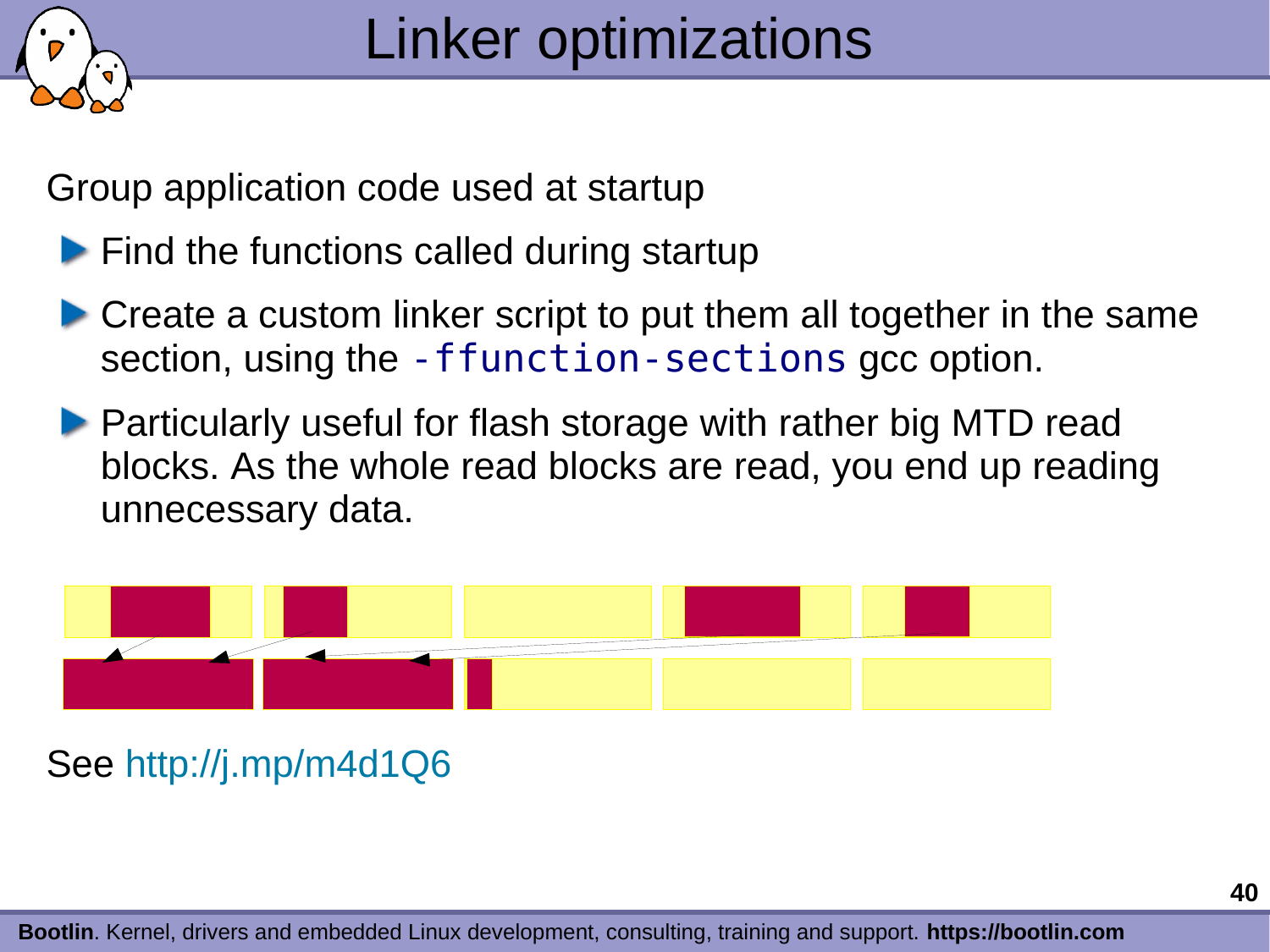# Linker optimizations

Group application code used at startup

- Find the functions called during startup
- Create a custom linker script to put them all together in the same section, using the `-ffunction-sections` gcc option.
- Particularly useful for flash storage with rather big MTD read blocks. As the whole read blocks are read, you end up reading unnecessary data.

See http://j.mp/m4d1Q6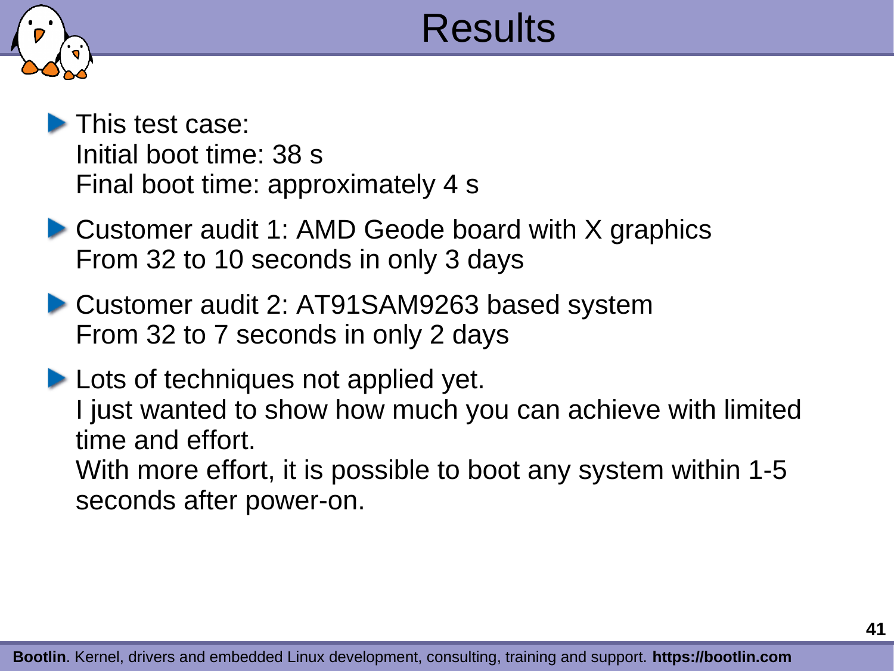# Results

- This test case:
  Initial boot time: 38 s
  Final boot time: approximately 4 s
- Customer audit 1: AMD Geode board with X graphics
  From 32 to 10 seconds in only 3 days
- Customer audit 2: AT91SAM9263 based system
  From 32 to 7 seconds in only 2 days
- Lots of techniques not applied yet.
  I just wanted to show how much you can achieve with limited time and effort.
  With more effort, it is possible to boot any system within 1-5 seconds after power-on.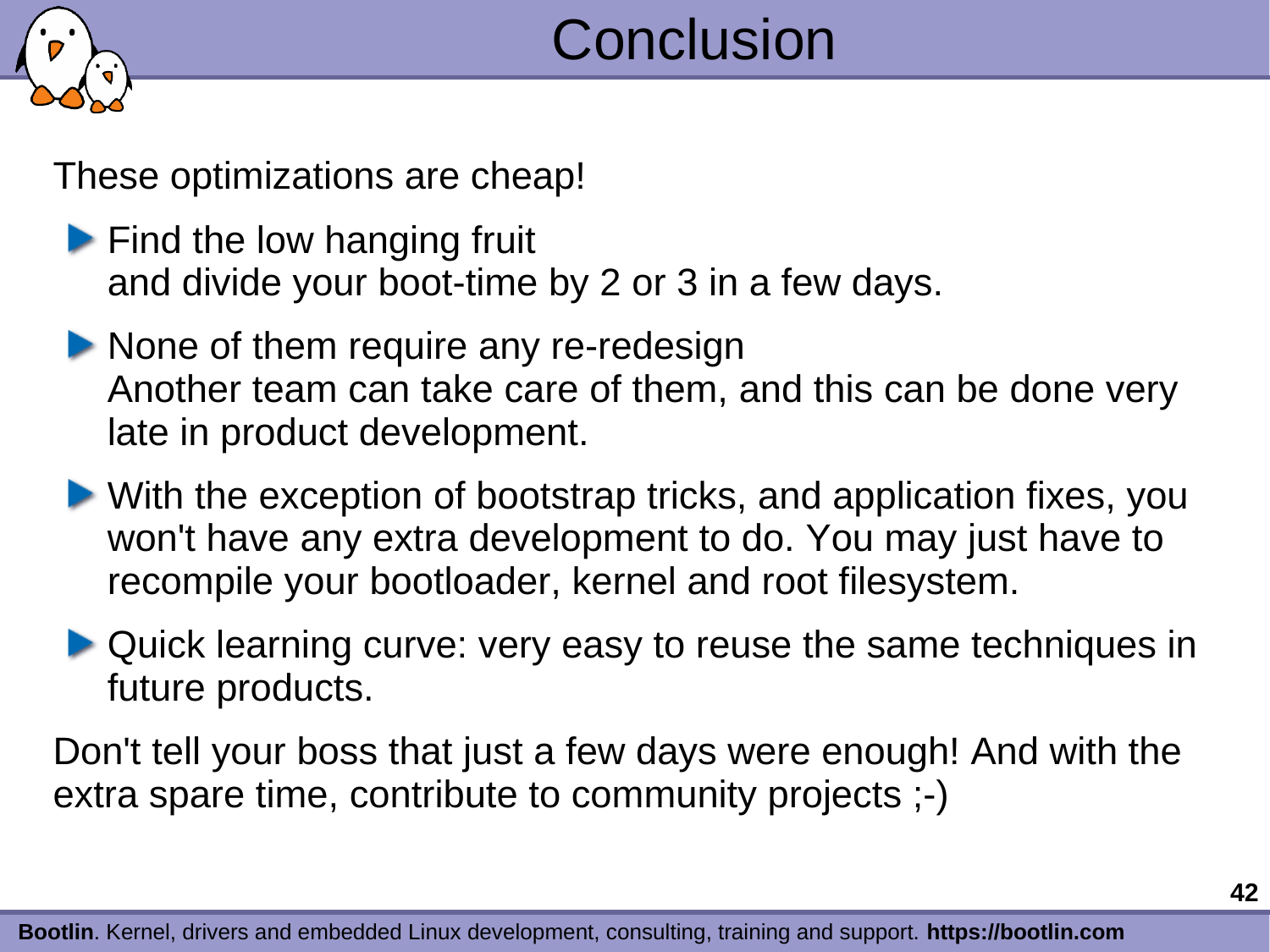# Conclusion

These optimizations are cheap!

- Find the low hanging fruit
  and divide your boot-time by 2 or 3 in a few days.
- None of them require any re-redesign
  Another team can take care of them, and this can be done very late in product development.
- With the exception of bootstrap tricks, and application fixes, you won't have any extra development to do. You may just have to recompile your bootloader, kernel and root filesystem.
- Quick learning curve: very easy to reuse the same techniques in future products.

Don't tell your boss that just a few days were enough! And with the extra spare time, contribute to community projects ;-)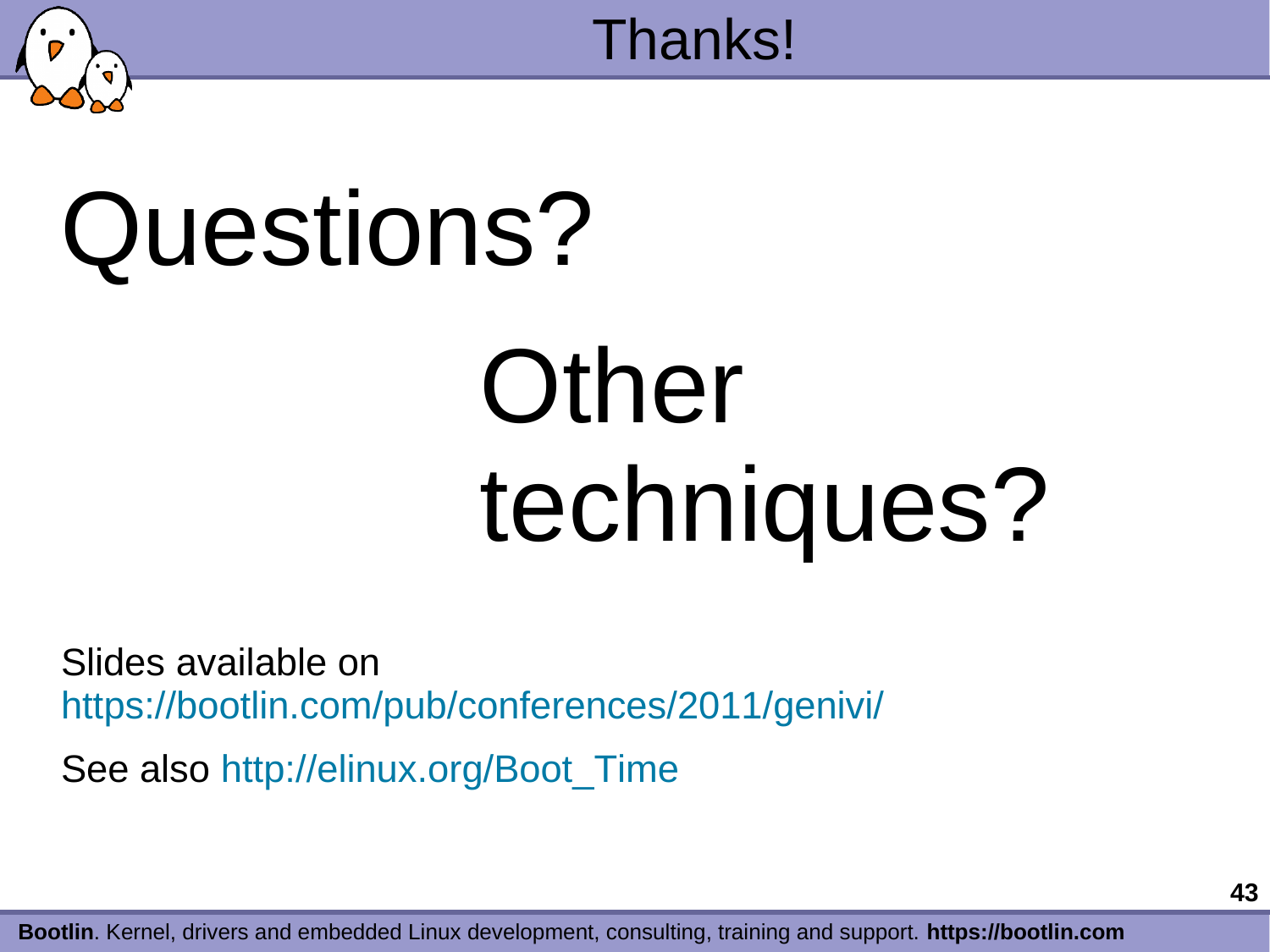# Thanks!

Questions?

Other techniques?

Slides available on
https://bootlin.com/pub/conferences/2011/genivi/

See also http://elinux.org/Boot_Time